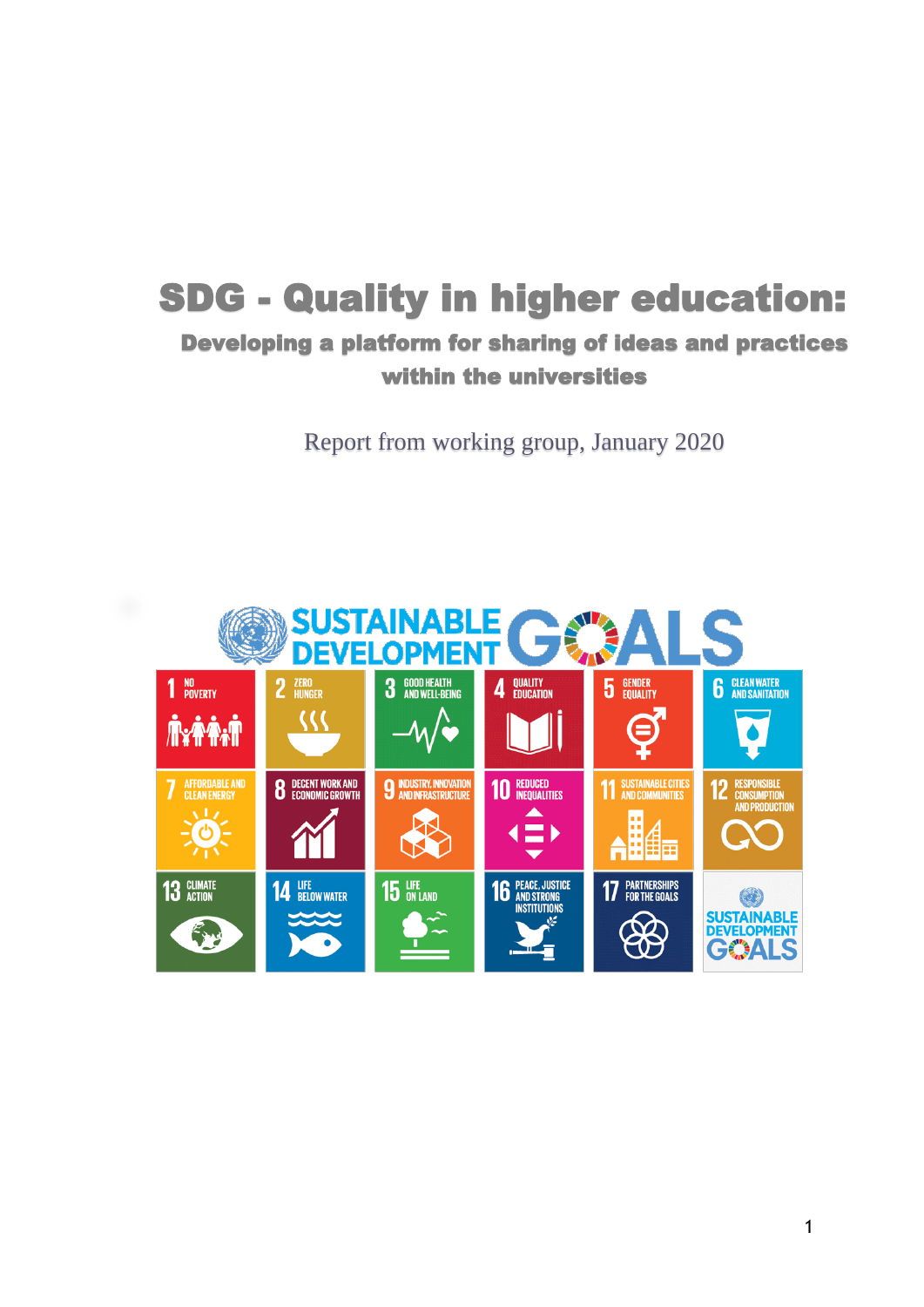# SDG - Quality in higher education:

## Developing a platform for sharing of ideas and practices within the universities

Report from working group, January 2020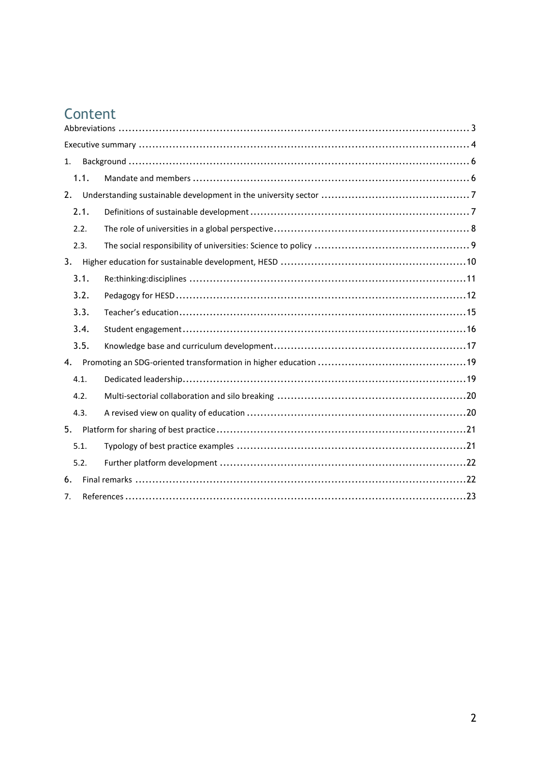# Content

Abbreviations ........................................................................................................ 3

Executive summary ................................................................................................. 4

1. Background ...................................................................................................... 6
   - 1.1. Mandate and members ............................................................................... 6
2. Understanding sustainable development in the university sector ............................ 7
   - 2.1. Definitions of sustainable development ........................................................ 7
   - 2.2. The role of universities in a global perspective ............................................... 8
   - 2.3. The social responsibility of universities: Science to policy ............................... 9
3. Higher education for sustainable development, HESD ........................................ 10
   - 3.1. Re:thinking:disciplines .............................................................................. 11
   - 3.2. Pedagogy for HESD .................................................................................. 12
   - 3.3. Teacher's education ................................................................................... 15
   - 3.4. Student engagement .................................................................................. 16
   - 3.5. Knowledge base and curriculum development .............................................. 17
4. Promoting an SDG-oriented transformation in higher education ............................ 19
   - 4.1. Dedicated leadership ................................................................................. 19
   - 4.2. Multi-sectorial collaboration and silo breaking ............................................. 20
   - 4.3. A revised view on quality of education ........................................................ 20
5. Platform for sharing of best practice ................................................................... 21
   - 5.1. Typology of best practice examples ............................................................ 21
   - 5.2. Further platform development .................................................................... 22
6. Final remarks ................................................................................................... 22
7. References ....................................................................................................... 23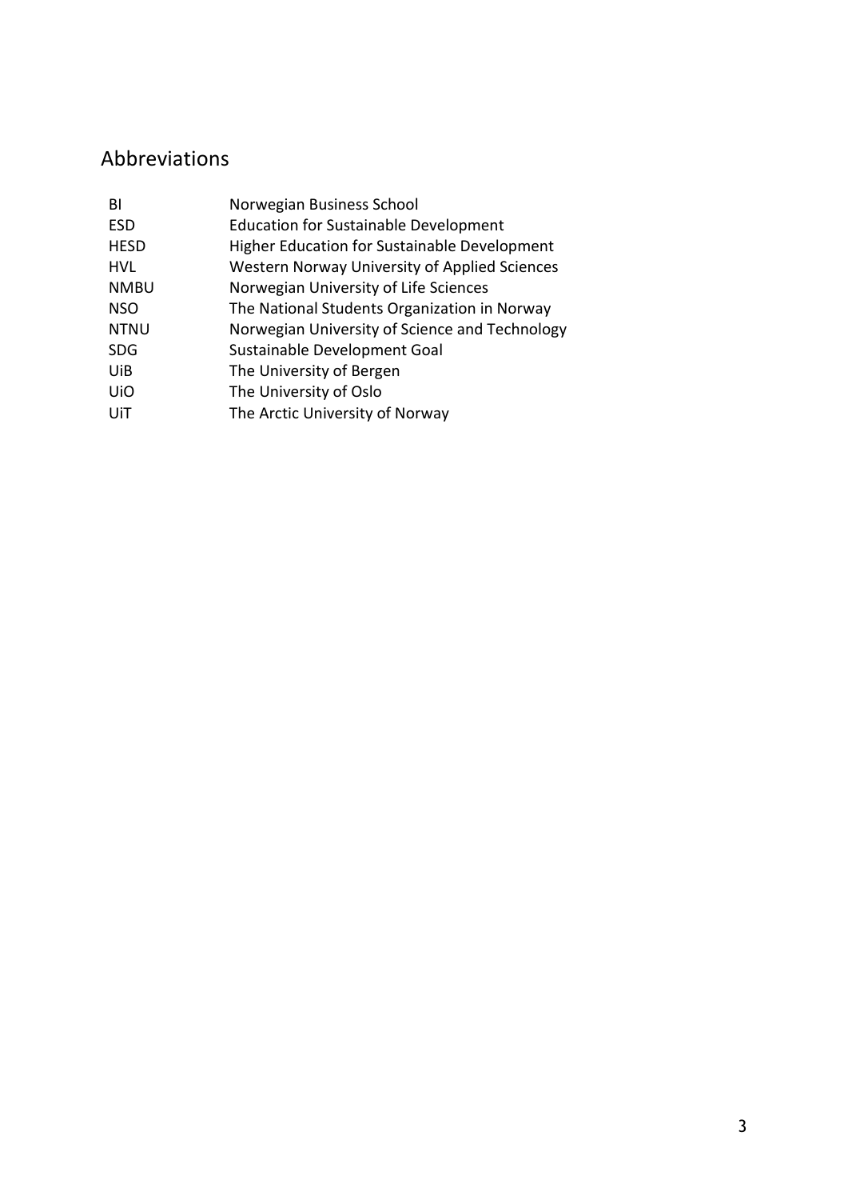## Abbreviations

| | |
|---|---|
| BI | Norwegian Business School |
| ESD | Education for Sustainable Development |
| HESD | Higher Education for Sustainable Development |
| HVL | Western Norway University of Applied Sciences |
| NMBU | Norwegian University of Life Sciences |
| NSO | The National Students Organization in Norway |
| NTNU | Norwegian University of Science and Technology |
| SDG | Sustainable Development Goal |
| UiB | The University of Bergen |
| UiO | The University of Oslo |
| UiT | The Arctic University of Norway |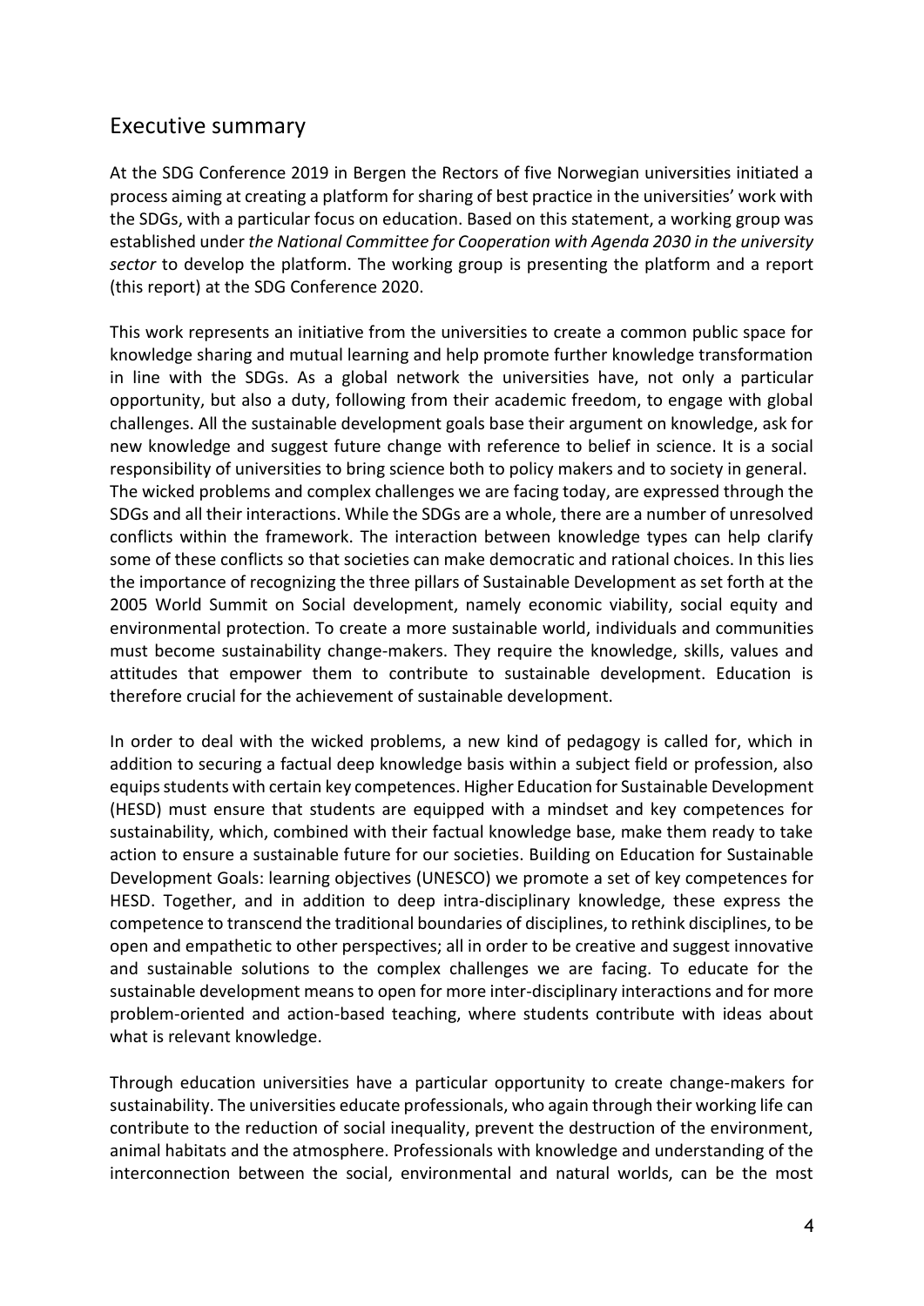## Executive summary

At the SDG Conference 2019 in Bergen the Rectors of five Norwegian universities initiated a process aiming at creating a platform for sharing of best practice in the universities' work with the SDGs, with a particular focus on education. Based on this statement, a working group was established under *the National Committee for Cooperation with Agenda 2030 in the university sector* to develop the platform. The working group is presenting the platform and a report (this report) at the SDG Conference 2020.

This work represents an initiative from the universities to create a common public space for knowledge sharing and mutual learning and help promote further knowledge transformation in line with the SDGs. As a global network the universities have, not only a particular opportunity, but also a duty, following from their academic freedom, to engage with global challenges. All the sustainable development goals base their argument on knowledge, ask for new knowledge and suggest future change with reference to belief in science. It is a social responsibility of universities to bring science both to policy makers and to society in general. The wicked problems and complex challenges we are facing today, are expressed through the SDGs and all their interactions. While the SDGs are a whole, there are a number of unresolved conflicts within the framework. The interaction between knowledge types can help clarify some of these conflicts so that societies can make democratic and rational choices. In this lies the importance of recognizing the three pillars of Sustainable Development as set forth at the 2005 World Summit on Social development, namely economic viability, social equity and environmental protection. To create a more sustainable world, individuals and communities must become sustainability change-makers. They require the knowledge, skills, values and attitudes that empower them to contribute to sustainable development. Education is therefore crucial for the achievement of sustainable development.

In order to deal with the wicked problems, a new kind of pedagogy is called for, which in addition to securing a factual deep knowledge basis within a subject field or profession, also equips students with certain key competences. Higher Education for Sustainable Development (HESD) must ensure that students are equipped with a mindset and key competences for sustainability, which, combined with their factual knowledge base, make them ready to take action to ensure a sustainable future for our societies. Building on Education for Sustainable Development Goals: learning objectives (UNESCO) we promote a set of key competences for HESD. Together, and in addition to deep intra-disciplinary knowledge, these express the competence to transcend the traditional boundaries of disciplines, to rethink disciplines, to be open and empathetic to other perspectives; all in order to be creative and suggest innovative and sustainable solutions to the complex challenges we are facing. To educate for the sustainable development means to open for more inter-disciplinary interactions and for more problem-oriented and action-based teaching, where students contribute with ideas about what is relevant knowledge.

Through education universities have a particular opportunity to create change-makers for sustainability. The universities educate professionals, who again through their working life can contribute to the reduction of social inequality, prevent the destruction of the environment, animal habitats and the atmosphere. Professionals with knowledge and understanding of the interconnection between the social, environmental and natural worlds, can be the most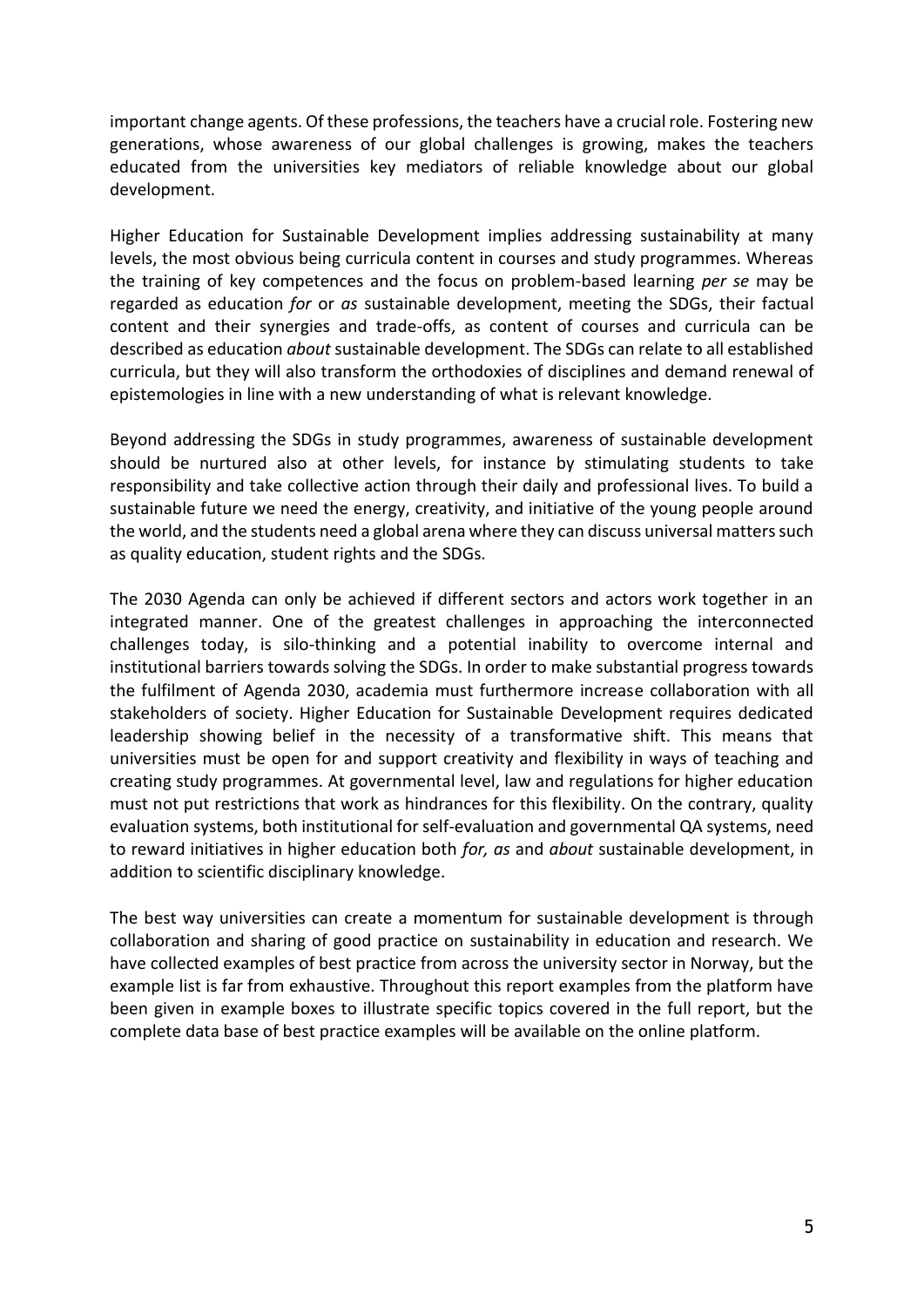important change agents. Of these professions, the teachers have a crucial role. Fostering new generations, whose awareness of our global challenges is growing, makes the teachers educated from the universities key mediators of reliable knowledge about our global development.

Higher Education for Sustainable Development implies addressing sustainability at many levels, the most obvious being curricula content in courses and study programmes. Whereas the training of key competences and the focus on problem-based learning *per se* may be regarded as education *for* or *as* sustainable development, meeting the SDGs, their factual content and their synergies and trade-offs, as content of courses and curricula can be described as education *about* sustainable development. The SDGs can relate to all established curricula, but they will also transform the orthodoxies of disciplines and demand renewal of epistemologies in line with a new understanding of what is relevant knowledge.

Beyond addressing the SDGs in study programmes, awareness of sustainable development should be nurtured also at other levels, for instance by stimulating students to take responsibility and take collective action through their daily and professional lives. To build a sustainable future we need the energy, creativity, and initiative of the young people around the world, and the students need a global arena where they can discuss universal matters such as quality education, student rights and the SDGs.

The 2030 Agenda can only be achieved if different sectors and actors work together in an integrated manner. One of the greatest challenges in approaching the interconnected challenges today, is silo-thinking and a potential inability to overcome internal and institutional barriers towards solving the SDGs. In order to make substantial progress towards the fulfilment of Agenda 2030, academia must furthermore increase collaboration with all stakeholders of society. Higher Education for Sustainable Development requires dedicated leadership showing belief in the necessity of a transformative shift. This means that universities must be open for and support creativity and flexibility in ways of teaching and creating study programmes. At governmental level, law and regulations for higher education must not put restrictions that work as hindrances for this flexibility. On the contrary, quality evaluation systems, both institutional for self-evaluation and governmental QA systems, need to reward initiatives in higher education both *for, as* and *about* sustainable development, in addition to scientific disciplinary knowledge.

The best way universities can create a momentum for sustainable development is through collaboration and sharing of good practice on sustainability in education and research. We have collected examples of best practice from across the university sector in Norway, but the example list is far from exhaustive. Throughout this report examples from the platform have been given in example boxes to illustrate specific topics covered in the full report, but the complete data base of best practice examples will be available on the online platform.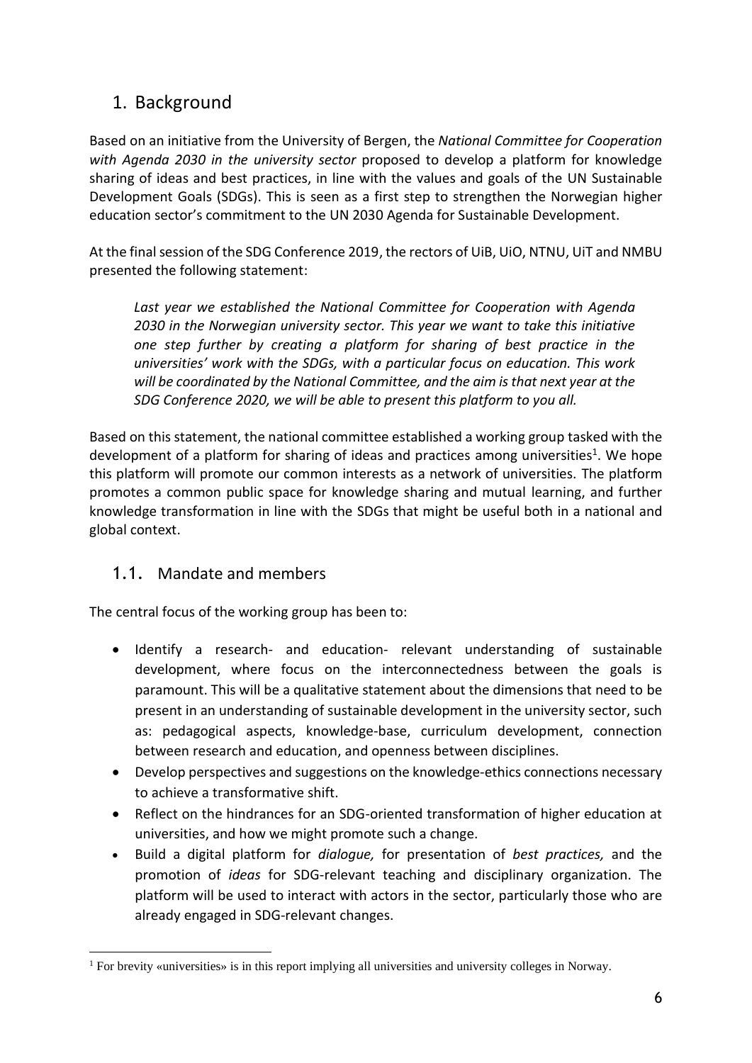# 1. Background

Based on an initiative from the University of Bergen, the *National Committee for Cooperation with Agenda 2030 in the university sector* proposed to develop a platform for knowledge sharing of ideas and best practices, in line with the values and goals of the UN Sustainable Development Goals (SDGs). This is seen as a first step to strengthen the Norwegian higher education sector's commitment to the UN 2030 Agenda for Sustainable Development.

At the final session of the SDG Conference 2019, the rectors of UiB, UiO, NTNU, UiT and NMBU presented the following statement:

> *Last year we established the National Committee for Cooperation with Agenda 2030 in the Norwegian university sector. This year we want to take this initiative one step further by creating a platform for sharing of best practice in the universities' work with the SDGs, with a particular focus on education. This work will be coordinated by the National Committee, and the aim is that next year at the SDG Conference 2020, we will be able to present this platform to you all.*

Based on this statement, the national committee established a working group tasked with the development of a platform for sharing of ideas and practices among universities[1]. We hope this platform will promote our common interests as a network of universities. The platform promotes a common public space for knowledge sharing and mutual learning, and further knowledge transformation in line with the SDGs that might be useful both in a national and global context.

## 1.1. Mandate and members

The central focus of the working group has been to:

- Identify a research- and education- relevant understanding of sustainable development, where focus on the interconnectedness between the goals is paramount. This will be a qualitative statement about the dimensions that need to be present in an understanding of sustainable development in the university sector, such as: pedagogical aspects, knowledge-base, curriculum development, connection between research and education, and openness between disciplines.
- Develop perspectives and suggestions on the knowledge-ethics connections necessary to achieve a transformative shift.
- Reflect on the hindrances for an SDG-oriented transformation of higher education at universities, and how we might promote such a change.
- Build a digital platform for *dialogue,* for presentation of *best practices,* and the promotion of *ideas* for SDG-relevant teaching and disciplinary organization. The platform will be used to interact with actors in the sector, particularly those who are already engaged in SDG-relevant changes.

[1] For brevity «universities» is in this report implying all universities and university colleges in Norway.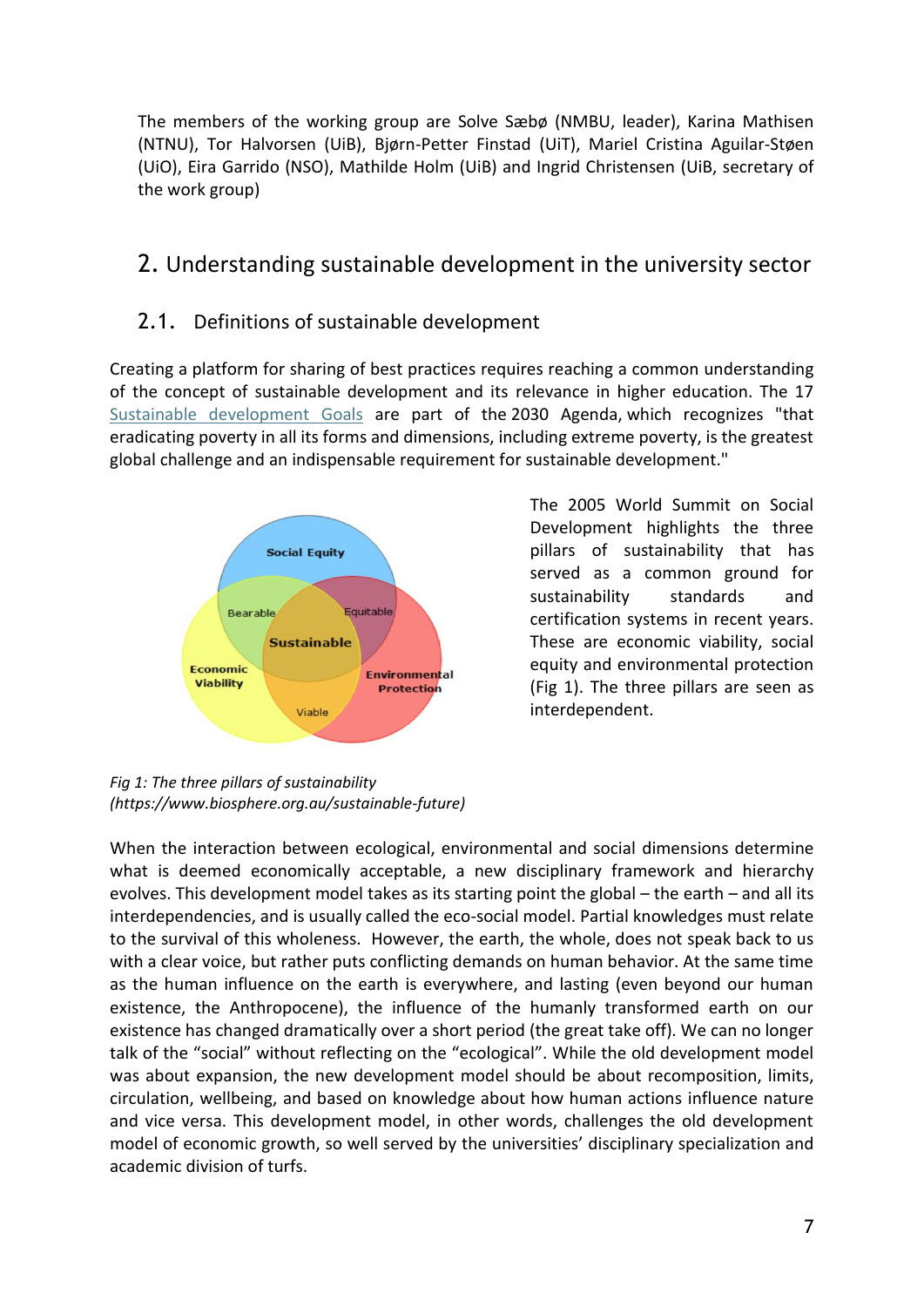The members of the working group are Solve Sæbø (NMBU, leader), Karina Mathisen (NTNU), Tor Halvorsen (UiB), Bjørn-Petter Finstad (UiT), Mariel Cristina Aguilar-Støen (UiO), Eira Garrido (NSO), Mathilde Holm (UiB) and Ingrid Christensen (UiB, secretary of the work group)

# 2. Understanding sustainable development in the university sector

## 2.1. Definitions of sustainable development

Creating a platform for sharing of best practices requires reaching a common understanding of the concept of sustainable development and its relevance in higher education. The 17 Sustainable development Goals are part of the 2030 Agenda, which recognizes "that eradicating poverty in all its forms and dimensions, including extreme poverty, is the greatest global challenge and an indispensable requirement for sustainable development."

The 2005 World Summit on Social Development highlights the three pillars of sustainability that has served as a common ground for sustainability standards and certification systems in recent years. These are economic viability, social equity and environmental protection (Fig 1). The three pillars are seen as interdependent.

*Fig 1: The three pillars of sustainability (https://www.biosphere.org.au/sustainable-future)*

When the interaction between ecological, environmental and social dimensions determine what is deemed economically acceptable, a new disciplinary framework and hierarchy evolves. This development model takes as its starting point the global – the earth – and all its interdependencies, and is usually called the eco-social model. Partial knowledges must relate to the survival of this wholeness. However, the earth, the whole, does not speak back to us with a clear voice, but rather puts conflicting demands on human behavior. At the same time as the human influence on the earth is everywhere, and lasting (even beyond our human existence, the Anthropocene), the influence of the humanly transformed earth on our existence has changed dramatically over a short period (the great take off). We can no longer talk of the "social" without reflecting on the "ecological". While the old development model was about expansion, the new development model should be about recomposition, limits, circulation, wellbeing, and based on knowledge about how human actions influence nature and vice versa. This development model, in other words, challenges the old development model of economic growth, so well served by the universities' disciplinary specialization and academic division of turfs.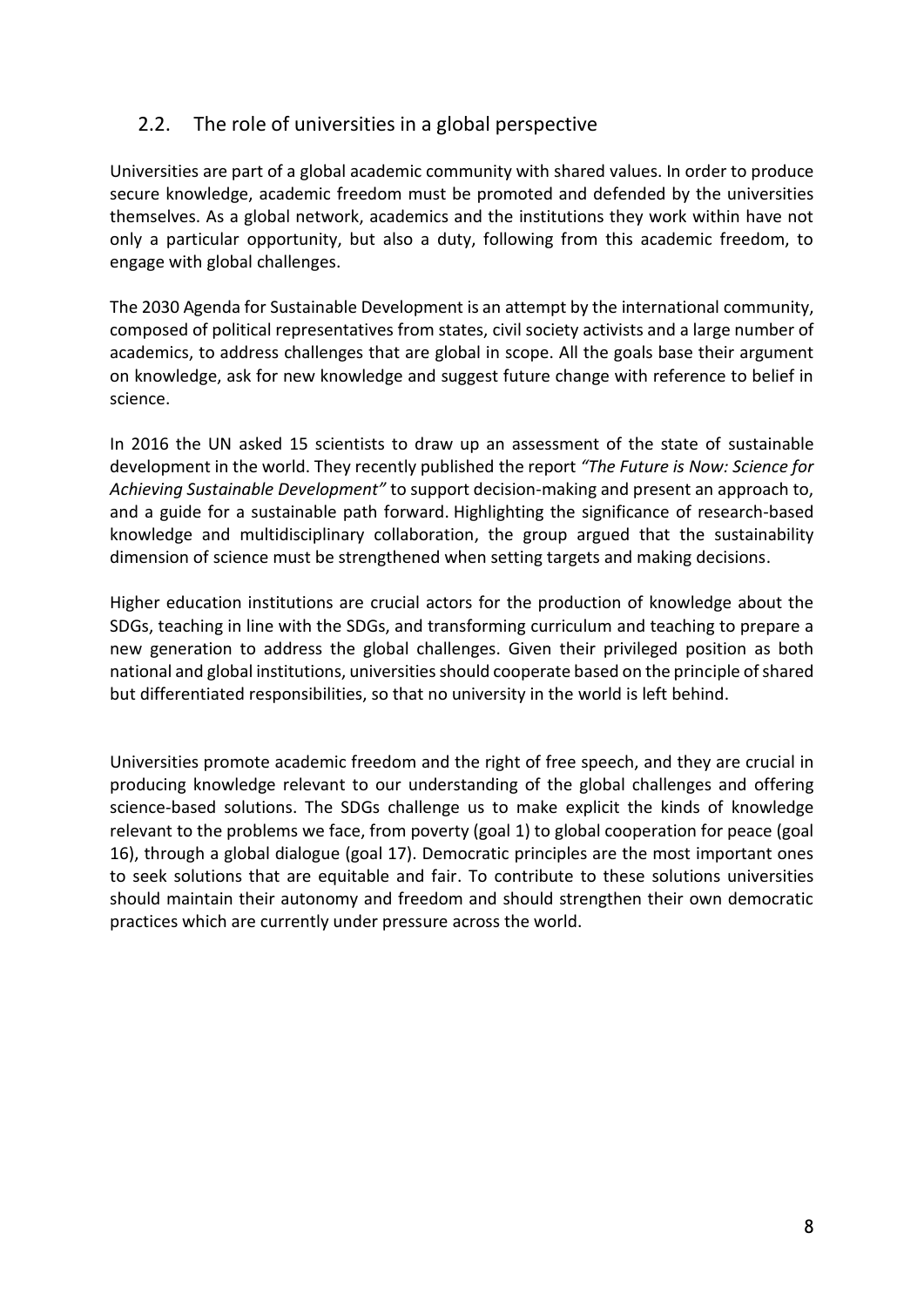## 2.2. The role of universities in a global perspective

Universities are part of a global academic community with shared values. In order to produce secure knowledge, academic freedom must be promoted and defended by the universities themselves. As a global network, academics and the institutions they work within have not only a particular opportunity, but also a duty, following from this academic freedom, to engage with global challenges.

The 2030 Agenda for Sustainable Development is an attempt by the international community, composed of political representatives from states, civil society activists and a large number of academics, to address challenges that are global in scope. All the goals base their argument on knowledge, ask for new knowledge and suggest future change with reference to belief in science.

In 2016 the UN asked 15 scientists to draw up an assessment of the state of sustainable development in the world. They recently published the report *"The Future is Now: Science for Achieving Sustainable Development"* to support decision-making and present an approach to, and a guide for a sustainable path forward. Highlighting the significance of research-based knowledge and multidisciplinary collaboration, the group argued that the sustainability dimension of science must be strengthened when setting targets and making decisions.

Higher education institutions are crucial actors for the production of knowledge about the SDGs, teaching in line with the SDGs, and transforming curriculum and teaching to prepare a new generation to address the global challenges. Given their privileged position as both national and global institutions, universities should cooperate based on the principle of shared but differentiated responsibilities, so that no university in the world is left behind.

Universities promote academic freedom and the right of free speech, and they are crucial in producing knowledge relevant to our understanding of the global challenges and offering science-based solutions. The SDGs challenge us to make explicit the kinds of knowledge relevant to the problems we face, from poverty (goal 1) to global cooperation for peace (goal 16), through a global dialogue (goal 17). Democratic principles are the most important ones to seek solutions that are equitable and fair. To contribute to these solutions universities should maintain their autonomy and freedom and should strengthen their own democratic practices which are currently under pressure across the world.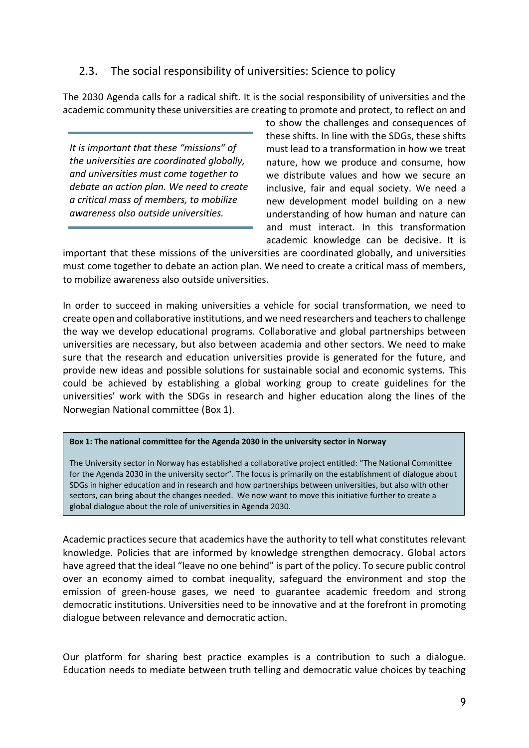## 2.3. The social responsibility of universities: Science to policy

The 2030 Agenda calls for a radical shift. It is the social responsibility of universities and the academic community these universities are creating to promote and protect, to reflect on and to show the challenges and consequences of these shifts. In line with the SDGs, these shifts must lead to a transformation in how we treat nature, how we produce and consume, how we distribute values and how we secure an inclusive, fair and equal society. We need a new development model building on a new understanding of how human and nature can and must interact. In this transformation academic knowledge can be decisive. It is important that these missions of the universities are coordinated globally, and universities must come together to debate an action plan. We need to create a critical mass of members, to mobilize awareness also outside universities.

> *It is important that these "missions" of the universities are coordinated globally, and universities must come together to debate an action plan. We need to create a critical mass of members, to mobilize awareness also outside universities.*

In order to succeed in making universities a vehicle for social transformation, we need to create open and collaborative institutions, and we need researchers and teachers to challenge the way we develop educational programs. Collaborative and global partnerships between universities are necessary, but also between academia and other sectors. We need to make sure that the research and education universities provide is generated for the future, and provide new ideas and possible solutions for sustainable social and economic systems. This could be achieved by establishing a global working group to create guidelines for the universities' work with the SDGs in research and higher education along the lines of the Norwegian National committee (Box 1).

> **Box 1: The national committee for the Agenda 2030 in the university sector in Norway**
>
> The University sector in Norway has established a collaborative project entitled: "The National Committee for the Agenda 2030 in the university sector". The focus is primarily on the establishment of dialogue about SDGs in higher education and in research and how partnerships between universities, but also with other sectors, can bring about the changes needed. We now want to move this initiative further to create a global dialogue about the role of universities in Agenda 2030.

Academic practices secure that academics have the authority to tell what constitutes relevant knowledge. Policies that are informed by knowledge strengthen democracy. Global actors have agreed that the ideal "leave no one behind" is part of the policy. To secure public control over an economy aimed to combat inequality, safeguard the environment and stop the emission of green-house gases, we need to guarantee academic freedom and strong democratic institutions. Universities need to be innovative and at the forefront in promoting dialogue between relevance and democratic action.

Our platform for sharing best practice examples is a contribution to such a dialogue. Education needs to mediate between truth telling and democratic value choices by teaching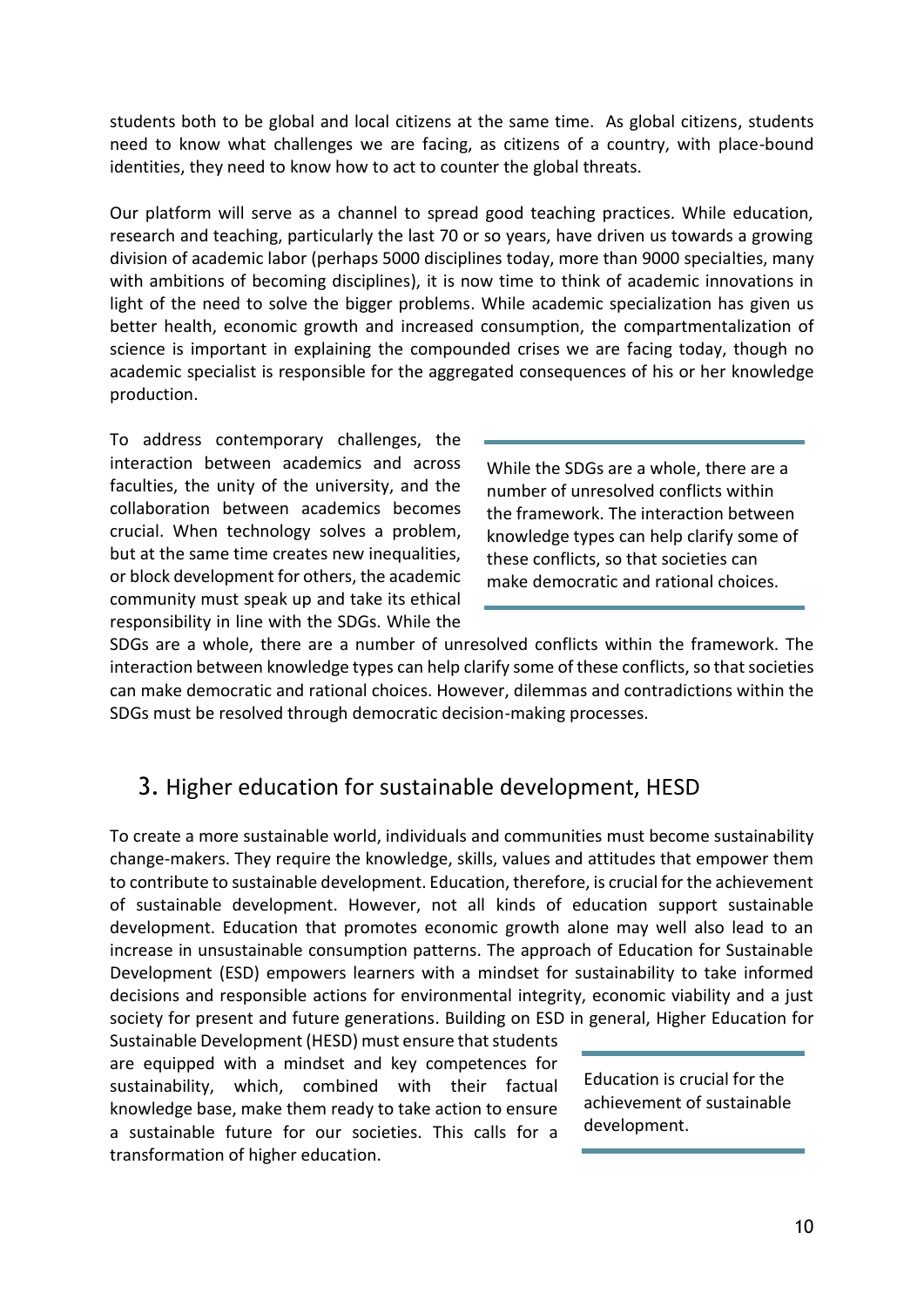students both to be global and local citizens at the same time. As global citizens, students need to know what challenges we are facing, as citizens of a country, with place-bound identities, they need to know how to act to counter the global threats.

Our platform will serve as a channel to spread good teaching practices. While education, research and teaching, particularly the last 70 or so years, have driven us towards a growing division of academic labor (perhaps 5000 disciplines today, more than 9000 specialties, many with ambitions of becoming disciplines), it is now time to think of academic innovations in light of the need to solve the bigger problems. While academic specialization has given us better health, economic growth and increased consumption, the compartmentalization of science is important in explaining the compounded crises we are facing today, though no academic specialist is responsible for the aggregated consequences of his or her knowledge production.

To address contemporary challenges, the interaction between academics and across faculties, the unity of the university, and the collaboration between academics becomes crucial. When technology solves a problem, but at the same time creates new inequalities, or block development for others, the academic community must speak up and take its ethical responsibility in line with the SDGs. While the SDGs are a whole, there are a number of unresolved conflicts within the framework. The interaction between knowledge types can help clarify some of these conflicts, so that societies can make democratic and rational choices. However, dilemmas and contradictions within the SDGs must be resolved through democratic decision-making processes.

> While the SDGs are a whole, there are a number of unresolved conflicts within the framework. The interaction between knowledge types can help clarify some of these conflicts, so that societies can make democratic and rational choices.

## 3. Higher education for sustainable development, HESD

To create a more sustainable world, individuals and communities must become sustainability change-makers. They require the knowledge, skills, values and attitudes that empower them to contribute to sustainable development. Education, therefore, is crucial for the achievement of sustainable development. However, not all kinds of education support sustainable development. Education that promotes economic growth alone may well also lead to an increase in unsustainable consumption patterns. The approach of Education for Sustainable Development (ESD) empowers learners with a mindset for sustainability to take informed decisions and responsible actions for environmental integrity, economic viability and a just society for present and future generations. Building on ESD in general, Higher Education for Sustainable Development (HESD) must ensure that students are equipped with a mindset and key competences for sustainability, which, combined with their factual knowledge base, make them ready to take action to ensure a sustainable future for our societies. This calls for a transformation of higher education.

> Education is crucial for the achievement of sustainable development.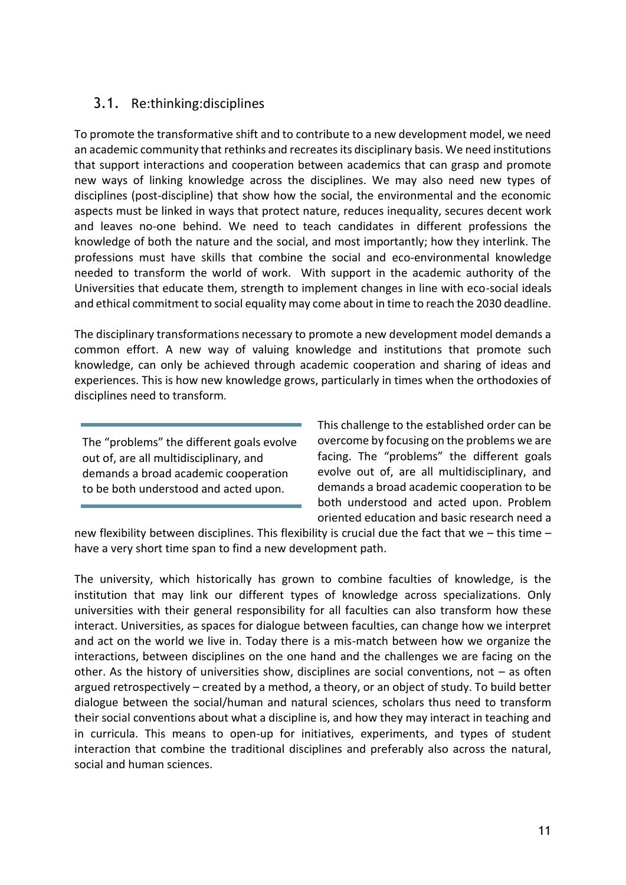## 3.1. Re:thinking:disciplines

To promote the transformative shift and to contribute to a new development model, we need an academic community that rethinks and recreates its disciplinary basis. We need institutions that support interactions and cooperation between academics that can grasp and promote new ways of linking knowledge across the disciplines. We may also need new types of disciplines (post-discipline) that show how the social, the environmental and the economic aspects must be linked in ways that protect nature, reduces inequality, secures decent work and leaves no-one behind. We need to teach candidates in different professions the knowledge of both the nature and the social, and most importantly; how they interlink. The professions must have skills that combine the social and eco-environmental knowledge needed to transform the world of work. With support in the academic authority of the Universities that educate them, strength to implement changes in line with eco-social ideals and ethical commitment to social equality may come about in time to reach the 2030 deadline.

The disciplinary transformations necessary to promote a new development model demands a common effort. A new way of valuing knowledge and institutions that promote such knowledge, can only be achieved through academic cooperation and sharing of ideas and experiences. This is how new knowledge grows, particularly in times when the orthodoxies of disciplines need to transform.

> The "problems" the different goals evolve out of, are all multidisciplinary, and demands a broad academic cooperation to be both understood and acted upon.

This challenge to the established order can be overcome by focusing on the problems we are facing. The "problems" the different goals evolve out of, are all multidisciplinary, and demands a broad academic cooperation to be both understood and acted upon. Problem oriented education and basic research need a new flexibility between disciplines. This flexibility is crucial due the fact that we – this time – have a very short time span to find a new development path.

The university, which historically has grown to combine faculties of knowledge, is the institution that may link our different types of knowledge across specializations. Only universities with their general responsibility for all faculties can also transform how these interact. Universities, as spaces for dialogue between faculties, can change how we interpret and act on the world we live in. Today there is a mis-match between how we organize the interactions, between disciplines on the one hand and the challenges we are facing on the other. As the history of universities show, disciplines are social conventions, not – as often argued retrospectively – created by a method, a theory, or an object of study. To build better dialogue between the social/human and natural sciences, scholars thus need to transform their social conventions about what a discipline is, and how they may interact in teaching and in curricula. This means to open-up for initiatives, experiments, and types of student interaction that combine the traditional disciplines and preferably also across the natural, social and human sciences.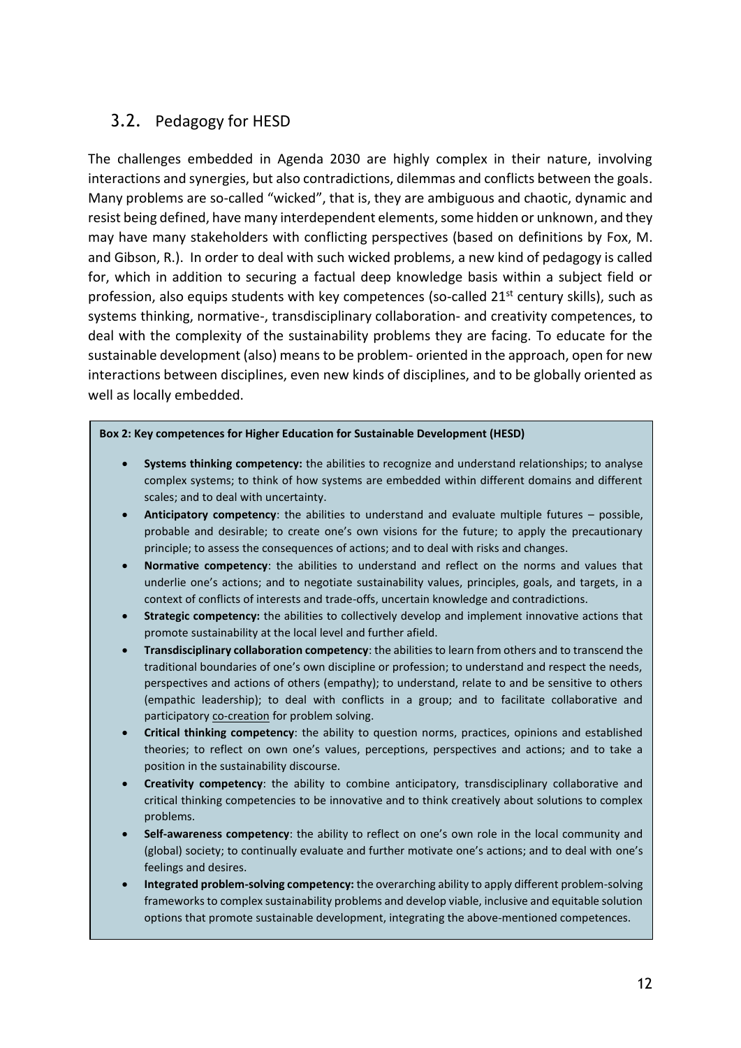## 3.2. Pedagogy for HESD

The challenges embedded in Agenda 2030 are highly complex in their nature, involving interactions and synergies, but also contradictions, dilemmas and conflicts between the goals. Many problems are so-called "wicked", that is, they are ambiguous and chaotic, dynamic and resist being defined, have many interdependent elements, some hidden or unknown, and they may have many stakeholders with conflicting perspectives (based on definitions by Fox, M. and Gibson, R.). In order to deal with such wicked problems, a new kind of pedagogy is called for, which in addition to securing a factual deep knowledge basis within a subject field or profession, also equips students with key competences (so-called 21st century skills), such as systems thinking, normative-, transdisciplinary collaboration- and creativity competences, to deal with the complexity of the sustainability problems they are facing. To educate for the sustainable development (also) means to be problem- oriented in the approach, open for new interactions between disciplines, even new kinds of disciplines, and to be globally oriented as well as locally embedded.

**Box 2: Key competences for Higher Education for Sustainable Development (HESD)**

- **Systems thinking competency:** the abilities to recognize and understand relationships; to analyse complex systems; to think of how systems are embedded within different domains and different scales; and to deal with uncertainty.
- **Anticipatory competency**: the abilities to understand and evaluate multiple futures – possible, probable and desirable; to create one's own visions for the future; to apply the precautionary principle; to assess the consequences of actions; and to deal with risks and changes.
- **Normative competency**: the abilities to understand and reflect on the norms and values that underlie one's actions; and to negotiate sustainability values, principles, goals, and targets, in a context of conflicts of interests and trade-offs, uncertain knowledge and contradictions.
- **Strategic competency:** the abilities to collectively develop and implement innovative actions that promote sustainability at the local level and further afield.
- **Transdisciplinary collaboration competency**: the abilities to learn from others and to transcend the traditional boundaries of one's own discipline or profession; to understand and respect the needs, perspectives and actions of others (empathy); to understand, relate to and be sensitive to others (empathic leadership); to deal with conflicts in a group; and to facilitate collaborative and participatory co-creation for problem solving.
- **Critical thinking competency**: the ability to question norms, practices, opinions and established theories; to reflect on own one's values, perceptions, perspectives and actions; and to take a position in the sustainability discourse.
- **Creativity competency**: the ability to combine anticipatory, transdisciplinary collaborative and critical thinking competencies to be innovative and to think creatively about solutions to complex problems.
- **Self-awareness competency**: the ability to reflect on one's own role in the local community and (global) society; to continually evaluate and further motivate one's actions; and to deal with one's feelings and desires.
- **Integrated problem-solving competency:** the overarching ability to apply different problem-solving frameworks to complex sustainability problems and develop viable, inclusive and equitable solution options that promote sustainable development, integrating the above-mentioned competences.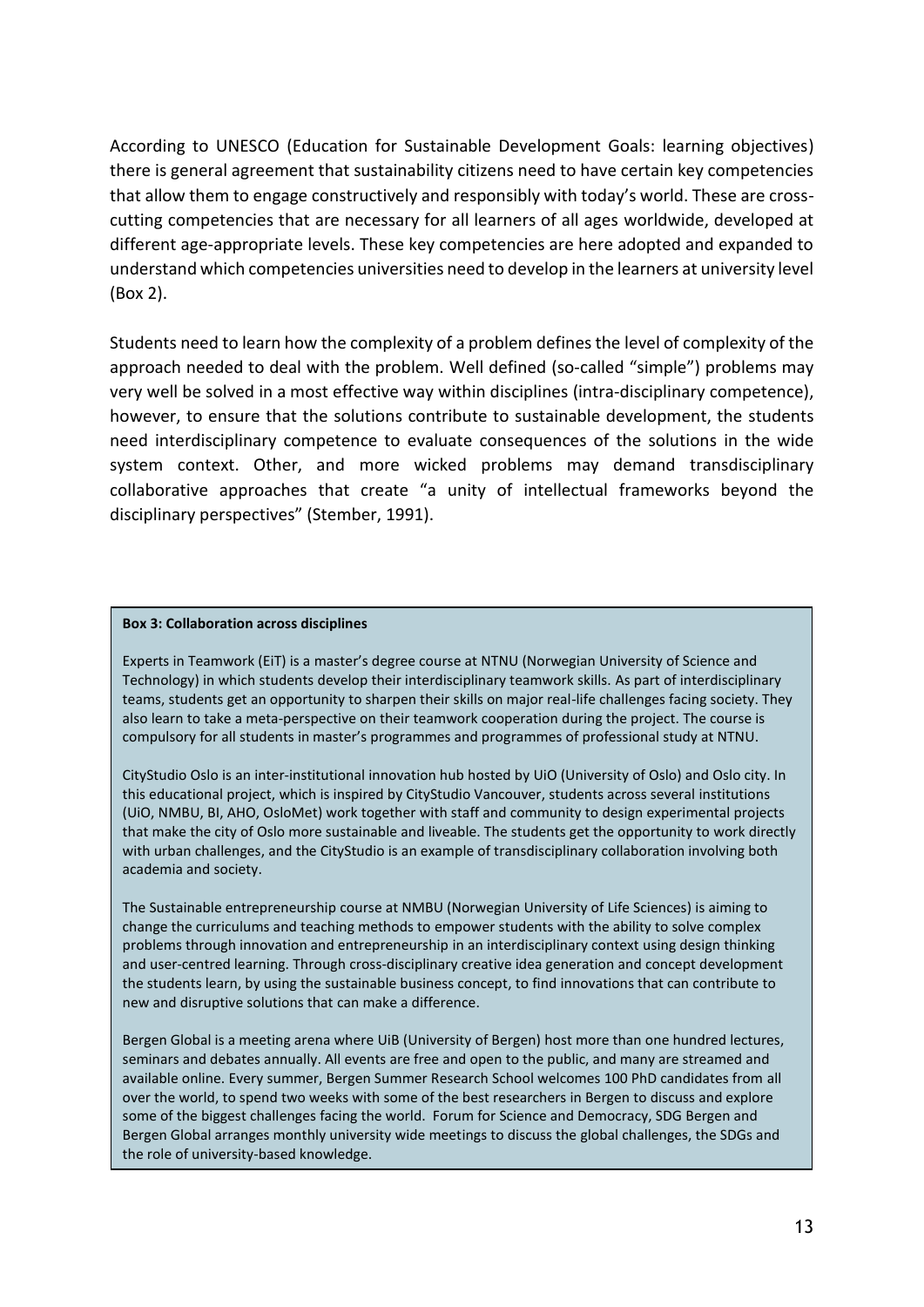According to UNESCO (Education for Sustainable Development Goals: learning objectives) there is general agreement that sustainability citizens need to have certain key competencies that allow them to engage constructively and responsibly with today's world. These are cross-cutting competencies that are necessary for all learners of all ages worldwide, developed at different age-appropriate levels. These key competencies are here adopted and expanded to understand which competencies universities need to develop in the learners at university level (Box 2).

Students need to learn how the complexity of a problem defines the level of complexity of the approach needed to deal with the problem. Well defined (so-called "simple") problems may very well be solved in a most effective way within disciplines (intra-disciplinary competence), however, to ensure that the solutions contribute to sustainable development, the students need interdisciplinary competence to evaluate consequences of the solutions in the wide system context. Other, and more wicked problems may demand transdisciplinary collaborative approaches that create "a unity of intellectual frameworks beyond the disciplinary perspectives" (Stember, 1991).

**Box 3: Collaboration across disciplines**

Experts in Teamwork (EiT) is a master's degree course at NTNU (Norwegian University of Science and Technology) in which students develop their interdisciplinary teamwork skills. As part of interdisciplinary teams, students get an opportunity to sharpen their skills on major real-life challenges facing society. They also learn to take a meta-perspective on their teamwork cooperation during the project. The course is compulsory for all students in master's programmes and programmes of professional study at NTNU.

CityStudio Oslo is an inter-institutional innovation hub hosted by UiO (University of Oslo) and Oslo city. In this educational project, which is inspired by CityStudio Vancouver, students across several institutions (UiO, NMBU, BI, AHO, OsloMet) work together with staff and community to design experimental projects that make the city of Oslo more sustainable and liveable. The students get the opportunity to work directly with urban challenges, and the CityStudio is an example of transdisciplinary collaboration involving both academia and society.

The Sustainable entrepreneurship course at NMBU (Norwegian University of Life Sciences) is aiming to change the curriculums and teaching methods to empower students with the ability to solve complex problems through innovation and entrepreneurship in an interdisciplinary context using design thinking and user-centred learning. Through cross-disciplinary creative idea generation and concept development the students learn, by using the sustainable business concept, to find innovations that can contribute to new and disruptive solutions that can make a difference.

Bergen Global is a meeting arena where UiB (University of Bergen) host more than one hundred lectures, seminars and debates annually. All events are free and open to the public, and many are streamed and available online. Every summer, Bergen Summer Research School welcomes 100 PhD candidates from all over the world, to spend two weeks with some of the best researchers in Bergen to discuss and explore some of the biggest challenges facing the world. Forum for Science and Democracy, SDG Bergen and Bergen Global arranges monthly university wide meetings to discuss the global challenges, the SDGs and the role of university-based knowledge.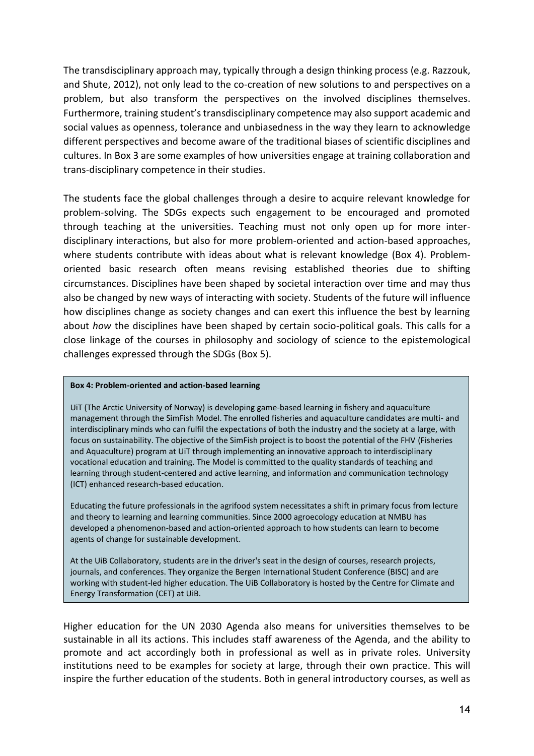The transdisciplinary approach may, typically through a design thinking process (e.g. Razzouk, and Shute, 2012), not only lead to the co-creation of new solutions to and perspectives on a problem, but also transform the perspectives on the involved disciplines themselves. Furthermore, training student's transdisciplinary competence may also support academic and social values as openness, tolerance and unbiasedness in the way they learn to acknowledge different perspectives and become aware of the traditional biases of scientific disciplines and cultures. In Box 3 are some examples of how universities engage at training collaboration and trans-disciplinary competence in their studies.

The students face the global challenges through a desire to acquire relevant knowledge for problem-solving. The SDGs expects such engagement to be encouraged and promoted through teaching at the universities. Teaching must not only open up for more inter-disciplinary interactions, but also for more problem-oriented and action-based approaches, where students contribute with ideas about what is relevant knowledge (Box 4). Problem-oriented basic research often means revising established theories due to shifting circumstances. Disciplines have been shaped by societal interaction over time and may thus also be changed by new ways of interacting with society. Students of the future will influence how disciplines change as society changes and can exert this influence the best by learning about *how* the disciplines have been shaped by certain socio-political goals. This calls for a close linkage of the courses in philosophy and sociology of science to the epistemological challenges expressed through the SDGs (Box 5).

**Box 4: Problem-oriented and action-based learning**

UiT (The Arctic University of Norway) is developing game-based learning in fishery and aquaculture management through the SimFish Model. The enrolled fisheries and aquaculture candidates are multi- and interdisciplinary minds who can fulfil the expectations of both the industry and the society at a large, with focus on sustainability. The objective of the SimFish project is to boost the potential of the FHV (Fisheries and Aquaculture) program at UiT through implementing an innovative approach to interdisciplinary vocational education and training. The Model is committed to the quality standards of teaching and learning through student-centered and active learning, and information and communication technology (ICT) enhanced research-based education.

Educating the future professionals in the agrifood system necessitates a shift in primary focus from lecture and theory to learning and learning communities. Since 2000 agroecology education at NMBU has developed a phenomenon-based and action-oriented approach to how students can learn to become agents of change for sustainable development.

At the UiB Collaboratory, students are in the driver's seat in the design of courses, research projects, journals, and conferences. They organize the Bergen International Student Conference (BISC) and are working with student-led higher education. The UiB Collaboratory is hosted by the Centre for Climate and Energy Transformation (CET) at UiB.

Higher education for the UN 2030 Agenda also means for universities themselves to be sustainable in all its actions. This includes staff awareness of the Agenda, and the ability to promote and act accordingly both in professional as well as in private roles. University institutions need to be examples for society at large, through their own practice. This will inspire the further education of the students. Both in general introductory courses, as well as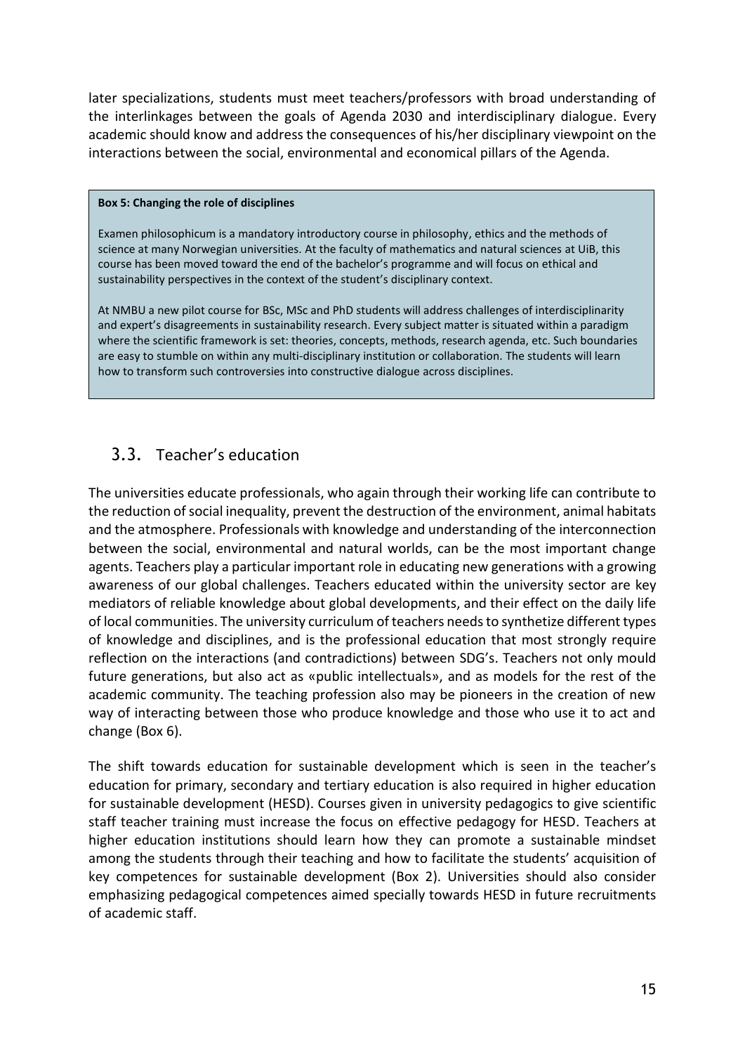later specializations, students must meet teachers/professors with broad understanding of the interlinkages between the goals of Agenda 2030 and interdisciplinary dialogue. Every academic should know and address the consequences of his/her disciplinary viewpoint on the interactions between the social, environmental and economical pillars of the Agenda.

> **Box 5: Changing the role of disciplines**
>
> Examen philosophicum is a mandatory introductory course in philosophy, ethics and the methods of science at many Norwegian universities. At the faculty of mathematics and natural sciences at UiB, this course has been moved toward the end of the bachelor's programme and will focus on ethical and sustainability perspectives in the context of the student's disciplinary context.
>
> At NMBU a new pilot course for BSc, MSc and PhD students will address challenges of interdisciplinarity and expert's disagreements in sustainability research. Every subject matter is situated within a paradigm where the scientific framework is set: theories, concepts, methods, research agenda, etc. Such boundaries are easy to stumble on within any multi-disciplinary institution or collaboration. The students will learn how to transform such controversies into constructive dialogue across disciplines.

## 3.3. Teacher's education

The universities educate professionals, who again through their working life can contribute to the reduction of social inequality, prevent the destruction of the environment, animal habitats and the atmosphere. Professionals with knowledge and understanding of the interconnection between the social, environmental and natural worlds, can be the most important change agents. Teachers play a particular important role in educating new generations with a growing awareness of our global challenges. Teachers educated within the university sector are key mediators of reliable knowledge about global developments, and their effect on the daily life of local communities. The university curriculum of teachers needs to synthetize different types of knowledge and disciplines, and is the professional education that most strongly require reflection on the interactions (and contradictions) between SDG's. Teachers not only mould future generations, but also act as «public intellectuals», and as models for the rest of the academic community. The teaching profession also may be pioneers in the creation of new way of interacting between those who produce knowledge and those who use it to act and change (Box 6).

The shift towards education for sustainable development which is seen in the teacher's education for primary, secondary and tertiary education is also required in higher education for sustainable development (HESD). Courses given in university pedagogics to give scientific staff teacher training must increase the focus on effective pedagogy for HESD. Teachers at higher education institutions should learn how they can promote a sustainable mindset among the students through their teaching and how to facilitate the students' acquisition of key competences for sustainable development (Box 2). Universities should also consider emphasizing pedagogical competences aimed specially towards HESD in future recruitments of academic staff.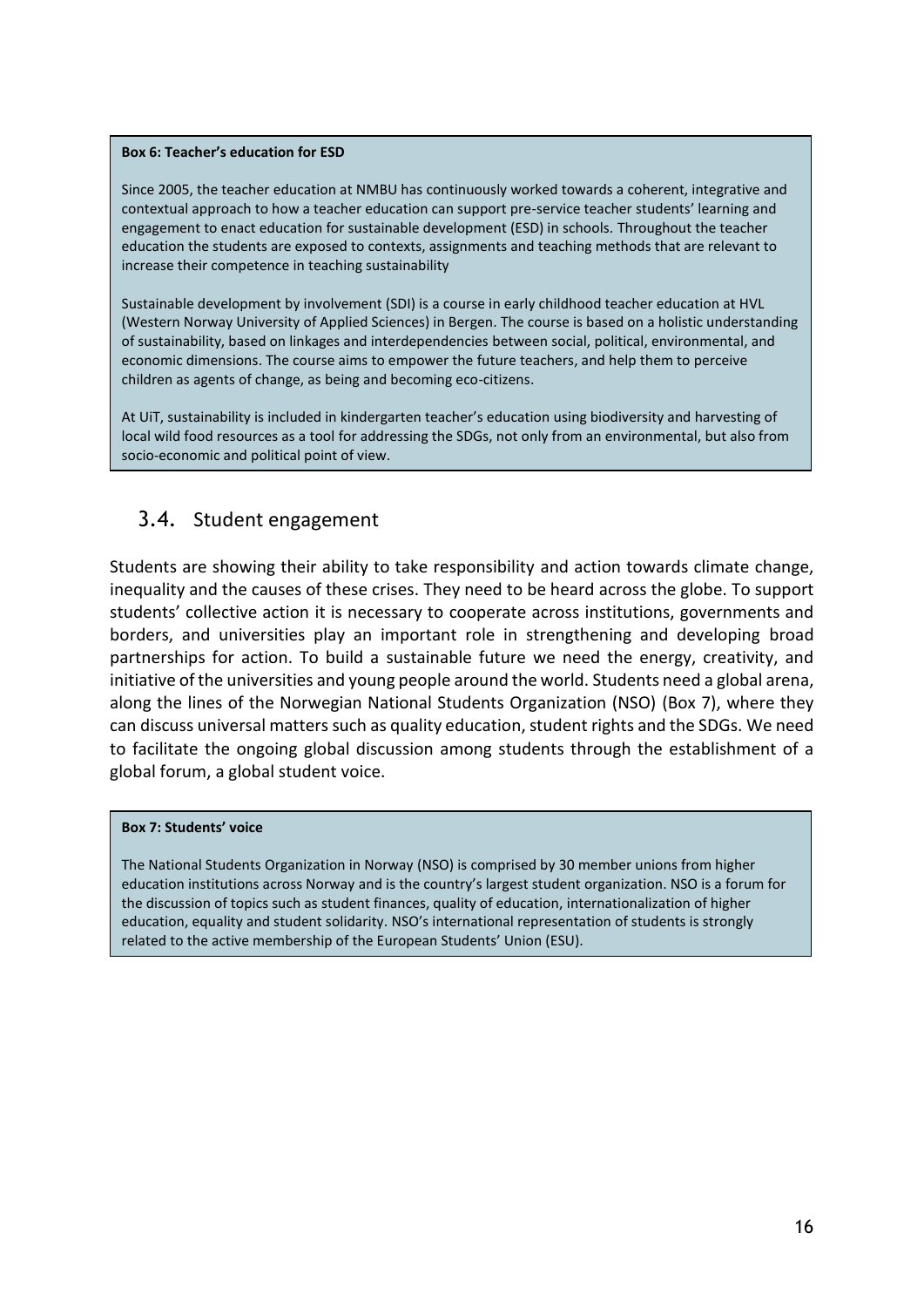**Box 6: Teacher's education for ESD**

Since 2005, the teacher education at NMBU has continuously worked towards a coherent, integrative and contextual approach to how a teacher education can support pre-service teacher students' learning and engagement to enact education for sustainable development (ESD) in schools. Throughout the teacher education the students are exposed to contexts, assignments and teaching methods that are relevant to increase their competence in teaching sustainability

Sustainable development by involvement (SDI) is a course in early childhood teacher education at HVL (Western Norway University of Applied Sciences) in Bergen. The course is based on a holistic understanding of sustainability, based on linkages and interdependencies between social, political, environmental, and economic dimensions. The course aims to empower the future teachers, and help them to perceive children as agents of change, as being and becoming eco-citizens.

At UiT, sustainability is included in kindergarten teacher's education using biodiversity and harvesting of local wild food resources as a tool for addressing the SDGs, not only from an environmental, but also from socio-economic and political point of view.

## 3.4. Student engagement

Students are showing their ability to take responsibility and action towards climate change, inequality and the causes of these crises. They need to be heard across the globe. To support students' collective action it is necessary to cooperate across institutions, governments and borders, and universities play an important role in strengthening and developing broad partnerships for action. To build a sustainable future we need the energy, creativity, and initiative of the universities and young people around the world. Students need a global arena, along the lines of the Norwegian National Students Organization (NSO) (Box 7), where they can discuss universal matters such as quality education, student rights and the SDGs. We need to facilitate the ongoing global discussion among students through the establishment of a global forum, a global student voice.

**Box 7: Students' voice**

The National Students Organization in Norway (NSO) is comprised by 30 member unions from higher education institutions across Norway and is the country's largest student organization. NSO is a forum for the discussion of topics such as student finances, quality of education, internationalization of higher education, equality and student solidarity. NSO's international representation of students is strongly related to the active membership of the European Students' Union (ESU).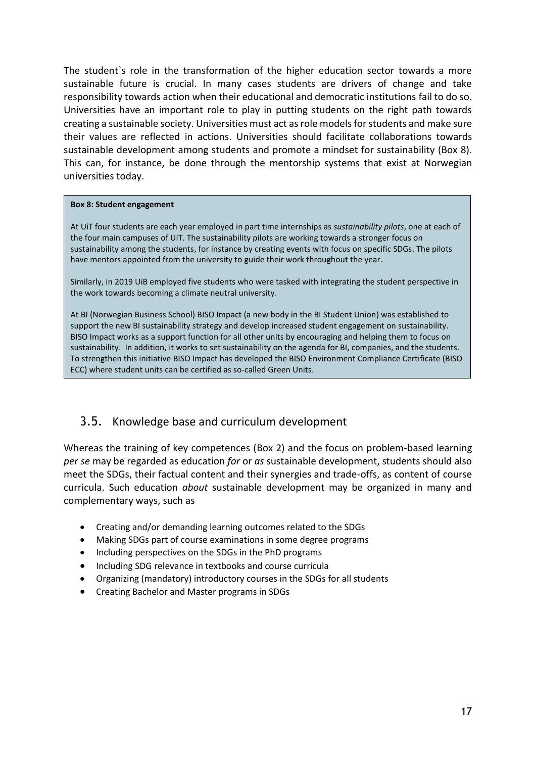The student`s role in the transformation of the higher education sector towards a more sustainable future is crucial. In many cases students are drivers of change and take responsibility towards action when their educational and democratic institutions fail to do so. Universities have an important role to play in putting students on the right path towards creating a sustainable society. Universities must act as role models for students and make sure their values are reflected in actions. Universities should facilitate collaborations towards sustainable development among students and promote a mindset for sustainability (Box 8). This can, for instance, be done through the mentorship systems that exist at Norwegian universities today.

> **Box 8: Student engagement**
>
> At UiT four students are each year employed in part time internships as *sustainability pilots*, one at each of the four main campuses of UiT. The sustainability pilots are working towards a stronger focus on sustainability among the students, for instance by creating events with focus on specific SDGs. The pilots have mentors appointed from the university to guide their work throughout the year.
>
> Similarly, in 2019 UiB employed five students who were tasked with integrating the student perspective in the work towards becoming a climate neutral university.
>
> At BI (Norwegian Business School) BISO Impact (a new body in the BI Student Union) was established to support the new BI sustainability strategy and develop increased student engagement on sustainability. BISO Impact works as a support function for all other units by encouraging and helping them to focus on sustainability. In addition, it works to set sustainability on the agenda for BI, companies, and the students. To strengthen this initiative BISO Impact has developed the BISO Environment Compliance Certificate (BISO ECC) where student units can be certified as so-called Green Units.

## 3.5. Knowledge base and curriculum development

Whereas the training of key competences (Box 2) and the focus on problem-based learning *per se* may be regarded as education *for* or *as* sustainable development, students should also meet the SDGs, their factual content and their synergies and trade-offs, as content of course curricula. Such education *about* sustainable development may be organized in many and complementary ways, such as

- Creating and/or demanding learning outcomes related to the SDGs
- Making SDGs part of course examinations in some degree programs
- Including perspectives on the SDGs in the PhD programs
- Including SDG relevance in textbooks and course curricula
- Organizing (mandatory) introductory courses in the SDGs for all students
- Creating Bachelor and Master programs in SDGs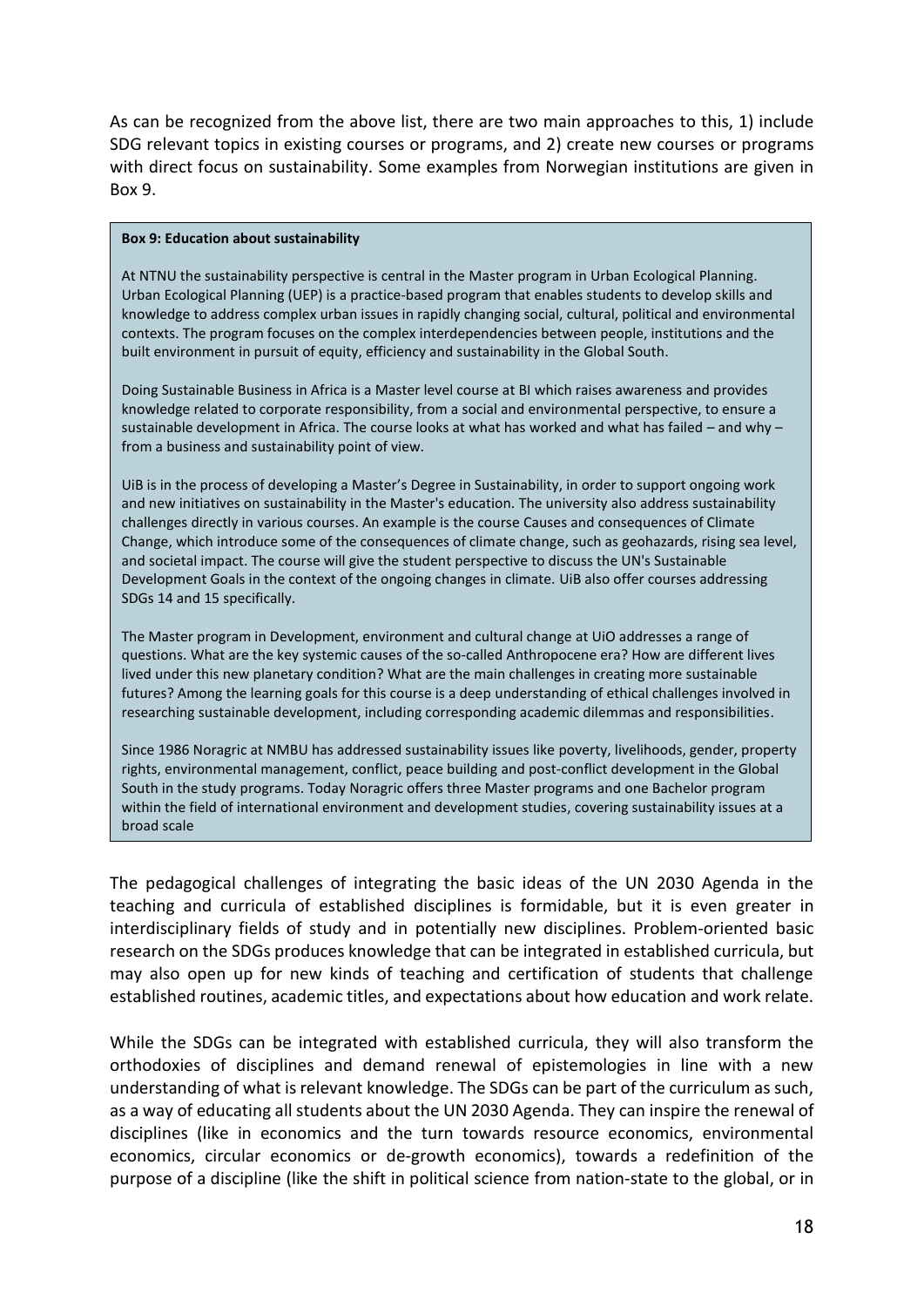As can be recognized from the above list, there are two main approaches to this, 1) include SDG relevant topics in existing courses or programs, and 2) create new courses or programs with direct focus on sustainability. Some examples from Norwegian institutions are given in Box 9.

> **Box 9: Education about sustainability**
>
> At NTNU the sustainability perspective is central in the Master program in Urban Ecological Planning. Urban Ecological Planning (UEP) is a practice-based program that enables students to develop skills and knowledge to address complex urban issues in rapidly changing social, cultural, political and environmental contexts. The program focuses on the complex interdependencies between people, institutions and the built environment in pursuit of equity, efficiency and sustainability in the Global South.
>
> Doing Sustainable Business in Africa is a Master level course at BI which raises awareness and provides knowledge related to corporate responsibility, from a social and environmental perspective, to ensure a sustainable development in Africa. The course looks at what has worked and what has failed – and why – from a business and sustainability point of view.
>
> UiB is in the process of developing a Master's Degree in Sustainability, in order to support ongoing work and new initiatives on sustainability in the Master's education. The university also address sustainability challenges directly in various courses. An example is the course Causes and consequences of Climate Change, which introduce some of the consequences of climate change, such as geohazards, rising sea level, and societal impact. The course will give the student perspective to discuss the UN's Sustainable Development Goals in the context of the ongoing changes in climate. UiB also offer courses addressing SDGs 14 and 15 specifically.
>
> The Master program in Development, environment and cultural change at UiO addresses a range of questions. What are the key systemic causes of the so-called Anthropocene era? How are different lives lived under this new planetary condition? What are the main challenges in creating more sustainable futures? Among the learning goals for this course is a deep understanding of ethical challenges involved in researching sustainable development, including corresponding academic dilemmas and responsibilities.
>
> Since 1986 Noragric at NMBU has addressed sustainability issues like poverty, livelihoods, gender, property rights, environmental management, conflict, peace building and post-conflict development in the Global South in the study programs. Today Noragric offers three Master programs and one Bachelor program within the field of international environment and development studies, covering sustainability issues at a broad scale

The pedagogical challenges of integrating the basic ideas of the UN 2030 Agenda in the teaching and curricula of established disciplines is formidable, but it is even greater in interdisciplinary fields of study and in potentially new disciplines. Problem-oriented basic research on the SDGs produces knowledge that can be integrated in established curricula, but may also open up for new kinds of teaching and certification of students that challenge established routines, academic titles, and expectations about how education and work relate.

While the SDGs can be integrated with established curricula, they will also transform the orthodoxies of disciplines and demand renewal of epistemologies in line with a new understanding of what is relevant knowledge. The SDGs can be part of the curriculum as such, as a way of educating all students about the UN 2030 Agenda. They can inspire the renewal of disciplines (like in economics and the turn towards resource economics, environmental economics, circular economics or de-growth economics), towards a redefinition of the purpose of a discipline (like the shift in political science from nation-state to the global, or in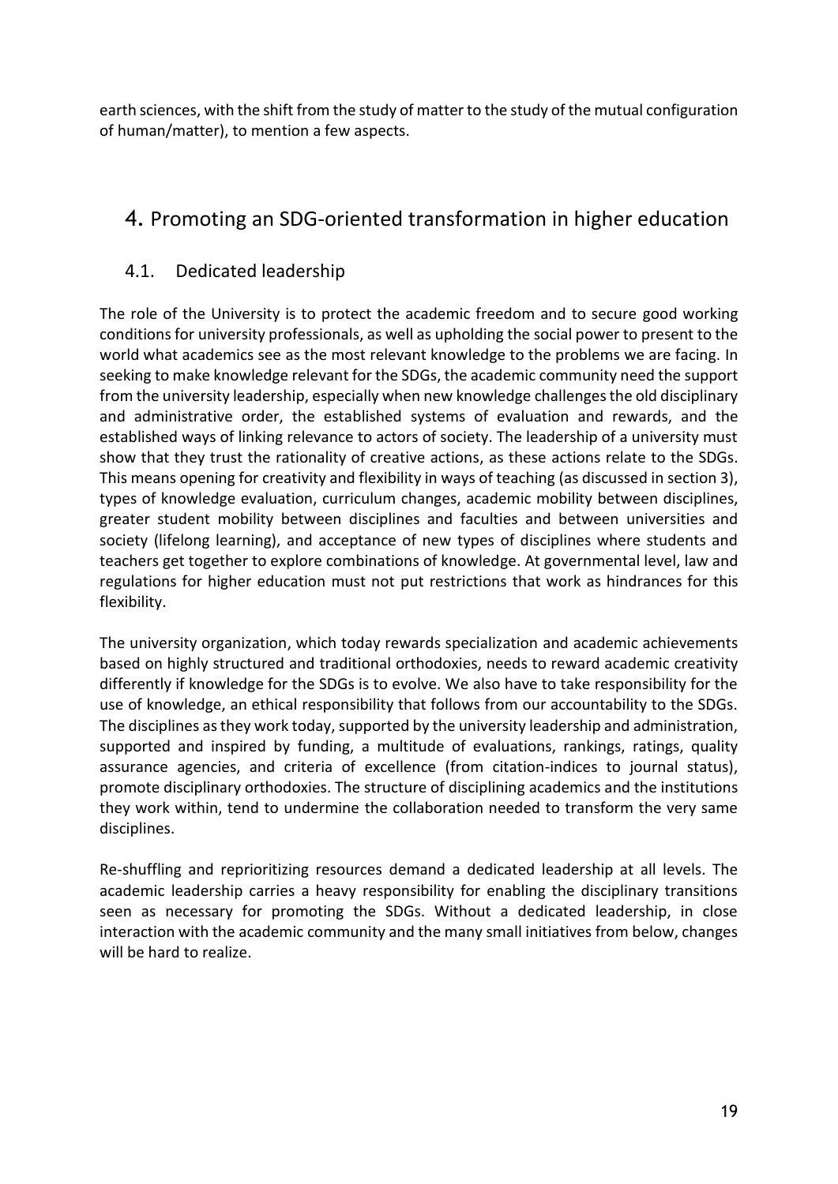earth sciences, with the shift from the study of matter to the study of the mutual configuration of human/matter), to mention a few aspects.

# 4. Promoting an SDG-oriented transformation in higher education

## 4.1. Dedicated leadership

The role of the University is to protect the academic freedom and to secure good working conditions for university professionals, as well as upholding the social power to present to the world what academics see as the most relevant knowledge to the problems we are facing. In seeking to make knowledge relevant for the SDGs, the academic community need the support from the university leadership, especially when new knowledge challenges the old disciplinary and administrative order, the established systems of evaluation and rewards, and the established ways of linking relevance to actors of society. The leadership of a university must show that they trust the rationality of creative actions, as these actions relate to the SDGs. This means opening for creativity and flexibility in ways of teaching (as discussed in section 3), types of knowledge evaluation, curriculum changes, academic mobility between disciplines, greater student mobility between disciplines and faculties and between universities and society (lifelong learning), and acceptance of new types of disciplines where students and teachers get together to explore combinations of knowledge. At governmental level, law and regulations for higher education must not put restrictions that work as hindrances for this flexibility.

The university organization, which today rewards specialization and academic achievements based on highly structured and traditional orthodoxies, needs to reward academic creativity differently if knowledge for the SDGs is to evolve. We also have to take responsibility for the use of knowledge, an ethical responsibility that follows from our accountability to the SDGs. The disciplines as they work today, supported by the university leadership and administration, supported and inspired by funding, a multitude of evaluations, rankings, ratings, quality assurance agencies, and criteria of excellence (from citation-indices to journal status), promote disciplinary orthodoxies. The structure of disciplining academics and the institutions they work within, tend to undermine the collaboration needed to transform the very same disciplines.

Re-shuffling and reprioritizing resources demand a dedicated leadership at all levels. The academic leadership carries a heavy responsibility for enabling the disciplinary transitions seen as necessary for promoting the SDGs. Without a dedicated leadership, in close interaction with the academic community and the many small initiatives from below, changes will be hard to realize.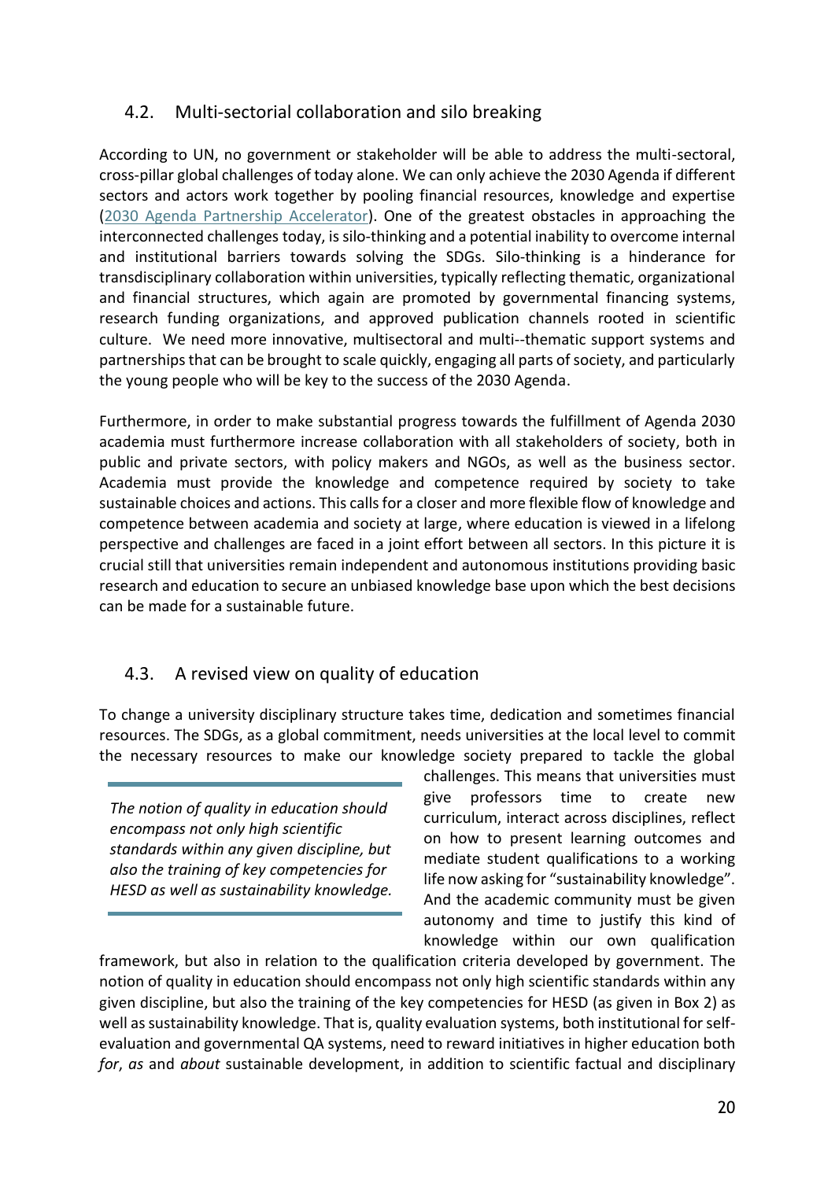## 4.2. Multi-sectorial collaboration and silo breaking

According to UN, no government or stakeholder will be able to address the multi-sectoral, cross-pillar global challenges of today alone. We can only achieve the 2030 Agenda if different sectors and actors work together by pooling financial resources, knowledge and expertise (2030 Agenda Partnership Accelerator). One of the greatest obstacles in approaching the interconnected challenges today, is silo-thinking and a potential inability to overcome internal and institutional barriers towards solving the SDGs. Silo-thinking is a hinderance for transdisciplinary collaboration within universities, typically reflecting thematic, organizational and financial structures, which again are promoted by governmental financing systems, research funding organizations, and approved publication channels rooted in scientific culture. We need more innovative, multisectoral and multi--thematic support systems and partnerships that can be brought to scale quickly, engaging all parts of society, and particularly the young people who will be key to the success of the 2030 Agenda.

Furthermore, in order to make substantial progress towards the fulfillment of Agenda 2030 academia must furthermore increase collaboration with all stakeholders of society, both in public and private sectors, with policy makers and NGOs, as well as the business sector. Academia must provide the knowledge and competence required by society to take sustainable choices and actions. This calls for a closer and more flexible flow of knowledge and competence between academia and society at large, where education is viewed in a lifelong perspective and challenges are faced in a joint effort between all sectors. In this picture it is crucial still that universities remain independent and autonomous institutions providing basic research and education to secure an unbiased knowledge base upon which the best decisions can be made for a sustainable future.

## 4.3. A revised view on quality of education

To change a university disciplinary structure takes time, dedication and sometimes financial resources. The SDGs, as a global commitment, needs universities at the local level to commit the necessary resources to make our knowledge society prepared to tackle the global challenges. This means that universities must give professors time to create new curriculum, interact across disciplines, reflect on how to present learning outcomes and mediate student qualifications to a working life now asking for "sustainability knowledge". And the academic community must be given autonomy and time to justify this kind of knowledge within our own qualification framework, but also in relation to the qualification criteria developed by government. The notion of quality in education should encompass not only high scientific standards within any given discipline, but also the training of the key competencies for HESD (as given in Box 2) as well as sustainability knowledge. That is, quality evaluation systems, both institutional for self-evaluation and governmental QA systems, need to reward initiatives in higher education both *for*, *as* and *about* sustainable development, in addition to scientific factual and disciplinary

> *The notion of quality in education should encompass not only high scientific standards within any given discipline, but also the training of key competencies for HESD as well as sustainability knowledge.*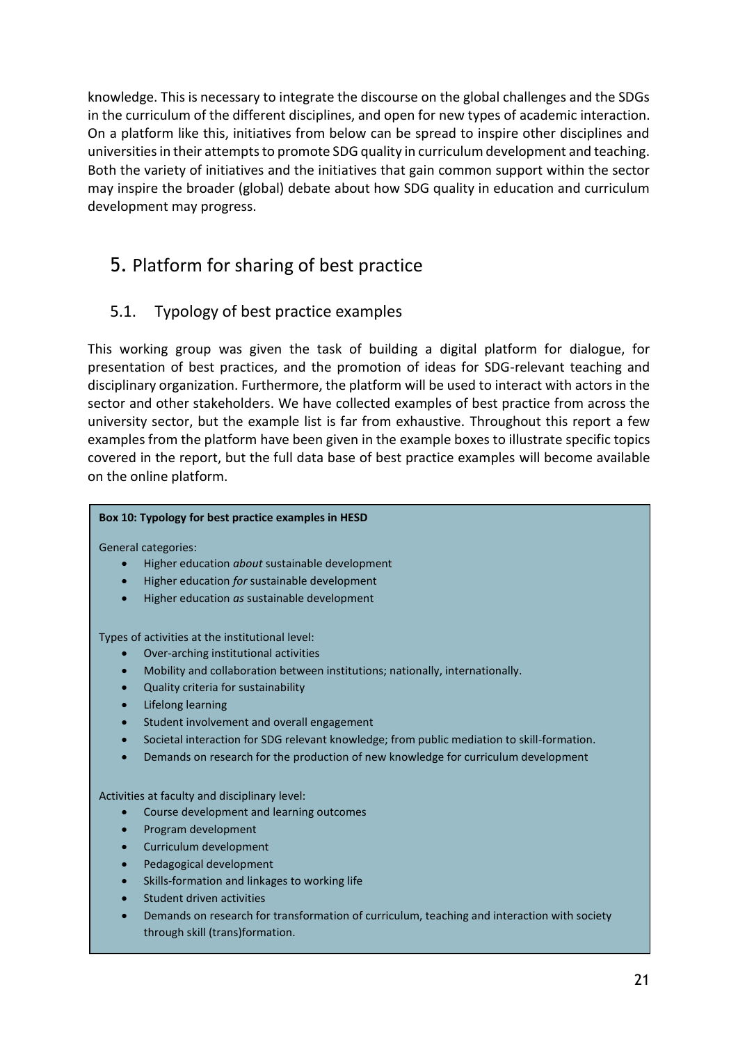knowledge. This is necessary to integrate the discourse on the global challenges and the SDGs in the curriculum of the different disciplines, and open for new types of academic interaction. On a platform like this, initiatives from below can be spread to inspire other disciplines and universities in their attempts to promote SDG quality in curriculum development and teaching. Both the variety of initiatives and the initiatives that gain common support within the sector may inspire the broader (global) debate about how SDG quality in education and curriculum development may progress.

# 5. Platform for sharing of best practice

## 5.1. Typology of best practice examples

This working group was given the task of building a digital platform for dialogue, for presentation of best practices, and the promotion of ideas for SDG-relevant teaching and disciplinary organization. Furthermore, the platform will be used to interact with actors in the sector and other stakeholders. We have collected examples of best practice from across the university sector, but the example list is far from exhaustive. Throughout this report a few examples from the platform have been given in the example boxes to illustrate specific topics covered in the report, but the full data base of best practice examples will become available on the online platform.

**Box 10: Typology for best practice examples in HESD**

General categories:

- Higher education *about* sustainable development
- Higher education *for* sustainable development
- Higher education *as* sustainable development

Types of activities at the institutional level:

- Over-arching institutional activities
- Mobility and collaboration between institutions; nationally, internationally.
- Quality criteria for sustainability
- Lifelong learning
- Student involvement and overall engagement
- Societal interaction for SDG relevant knowledge; from public mediation to skill-formation.
- Demands on research for the production of new knowledge for curriculum development

Activities at faculty and disciplinary level:

- Course development and learning outcomes
- Program development
- Curriculum development
- Pedagogical development
- Skills-formation and linkages to working life
- Student driven activities
- Demands on research for transformation of curriculum, teaching and interaction with society through skill (trans)formation.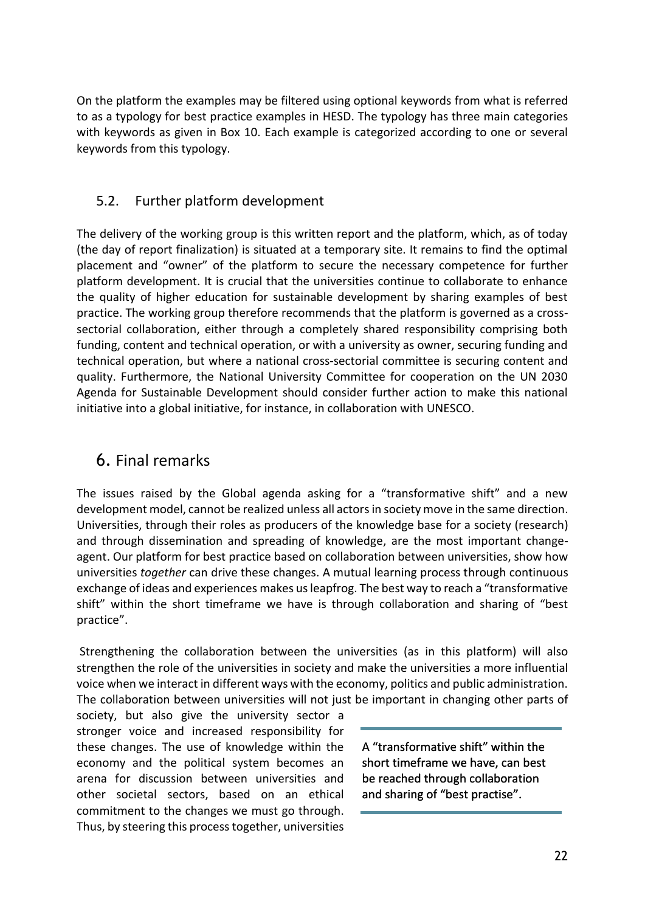On the platform the examples may be filtered using optional keywords from what is referred to as a typology for best practice examples in HESD. The typology has three main categories with keywords as given in Box 10. Each example is categorized according to one or several keywords from this typology.

## 5.2. Further platform development

The delivery of the working group is this written report and the platform, which, as of today (the day of report finalization) is situated at a temporary site. It remains to find the optimal placement and "owner" of the platform to secure the necessary competence for further platform development. It is crucial that the universities continue to collaborate to enhance the quality of higher education for sustainable development by sharing examples of best practice. The working group therefore recommends that the platform is governed as a cross-sectorial collaboration, either through a completely shared responsibility comprising both funding, content and technical operation, or with a university as owner, securing funding and technical operation, but where a national cross-sectorial committee is securing content and quality. Furthermore, the National University Committee for cooperation on the UN 2030 Agenda for Sustainable Development should consider further action to make this national initiative into a global initiative, for instance, in collaboration with UNESCO.

# 6. Final remarks

The issues raised by the Global agenda asking for a "transformative shift" and a new development model, cannot be realized unless all actors in society move in the same direction. Universities, through their roles as producers of the knowledge base for a society (research) and through dissemination and spreading of knowledge, are the most important change-agent. Our platform for best practice based on collaboration between universities, show how universities *together* can drive these changes. A mutual learning process through continuous exchange of ideas and experiences makes us leapfrog. The best way to reach a "transformative shift" within the short timeframe we have is through collaboration and sharing of "best practice".

Strengthening the collaboration between the universities (as in this platform) will also strengthen the role of the universities in society and make the universities a more influential voice when we interact in different ways with the economy, politics and public administration. The collaboration between universities will not just be important in changing other parts of society, but also give the university sector a stronger voice and increased responsibility for these changes. The use of knowledge within the economy and the political system becomes an arena for discussion between universities and other societal sectors, based on an ethical commitment to the changes we must go through. Thus, by steering this process together, universities

> **A "transformative shift" within the short timeframe we have, can best be reached through collaboration and sharing of "best practise".**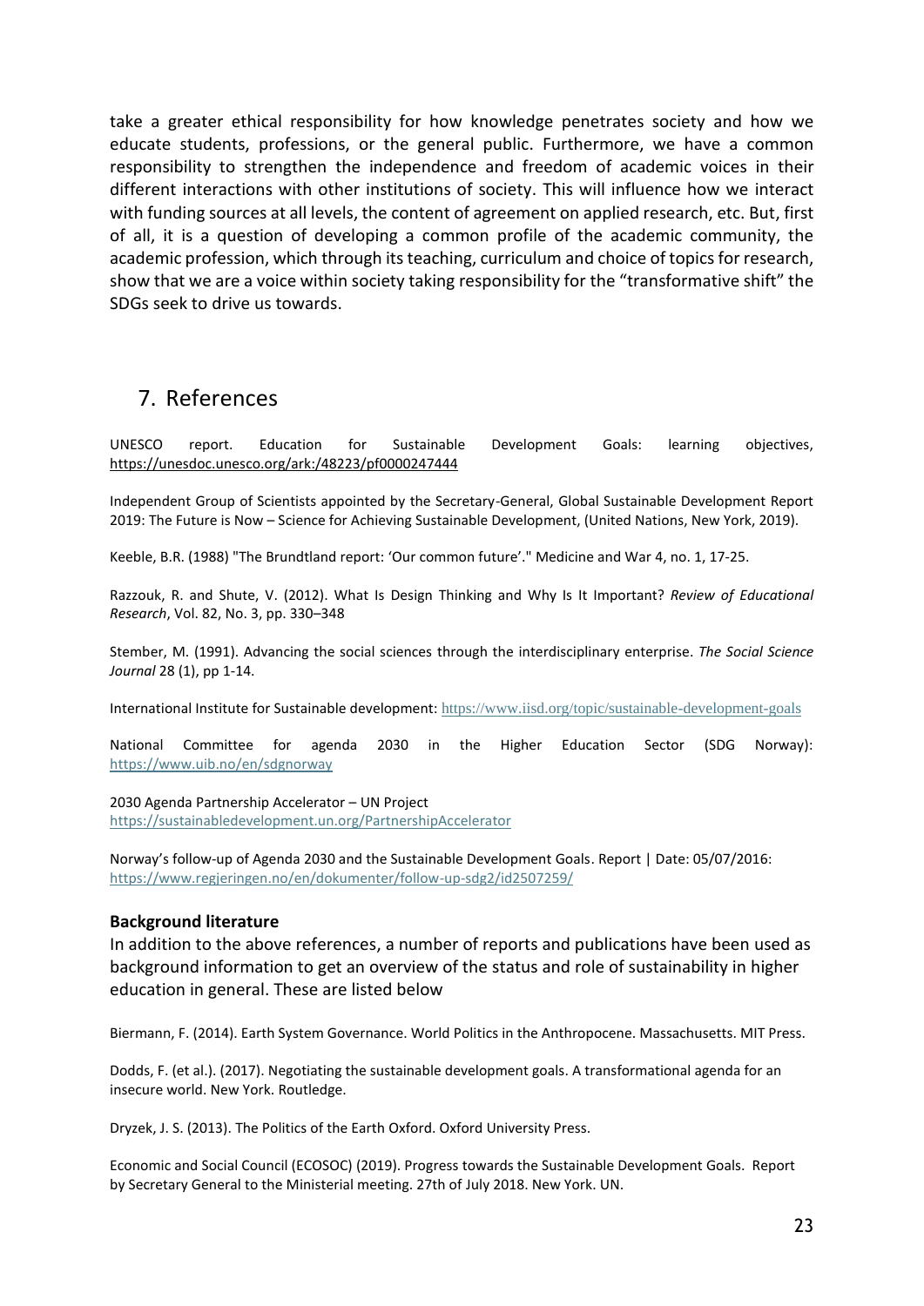take a greater ethical responsibility for how knowledge penetrates society and how we educate students, professions, or the general public. Furthermore, we have a common responsibility to strengthen the independence and freedom of academic voices in their different interactions with other institutions of society. This will influence how we interact with funding sources at all levels, the content of agreement on applied research, etc. But, first of all, it is a question of developing a common profile of the academic community, the academic profession, which through its teaching, curriculum and choice of topics for research, show that we are a voice within society taking responsibility for the "transformative shift" the SDGs seek to drive us towards.

## 7. References

UNESCO report. Education for Sustainable Development Goals: learning objectives, https://unesdoc.unesco.org/ark:/48223/pf0000247444

Independent Group of Scientists appointed by the Secretary-General, Global Sustainable Development Report 2019: The Future is Now – Science for Achieving Sustainable Development, (United Nations, New York, 2019).

Keeble, B.R. (1988) "The Brundtland report: 'Our common future'." Medicine and War 4, no. 1, 17-25.

Razzouk, R. and Shute, V. (2012). What Is Design Thinking and Why Is It Important? *Review of Educational Research*, Vol. 82, No. 3, pp. 330–348

Stember, M. (1991). Advancing the social sciences through the interdisciplinary enterprise. *The Social Science Journal* 28 (1), pp 1-14.

International Institute for Sustainable development: https://www.iisd.org/topic/sustainable-development-goals

National Committee for agenda 2030 in the Higher Education Sector (SDG Norway): https://www.uib.no/en/sdgnorway

2030 Agenda Partnership Accelerator – UN Project
https://sustainabledevelopment.un.org/PartnershipAccelerator

Norway's follow-up of Agenda 2030 and the Sustainable Development Goals. Report | Date: 05/07/2016: https://www.regjeringen.no/en/dokumenter/follow-up-sdg2/id2507259/

**Background literature**

In addition to the above references, a number of reports and publications have been used as background information to get an overview of the status and role of sustainability in higher education in general. These are listed below

Biermann, F. (2014). Earth System Governance. World Politics in the Anthropocene. Massachusetts. MIT Press.

Dodds, F. (et al.). (2017). Negotiating the sustainable development goals. A transformational agenda for an insecure world. New York. Routledge.

Dryzek, J. S. (2013). The Politics of the Earth Oxford. Oxford University Press.

Economic and Social Council (ECOSOC) (2019). Progress towards the Sustainable Development Goals. Report by Secretary General to the Ministerial meeting. 27th of July 2018. New York. UN.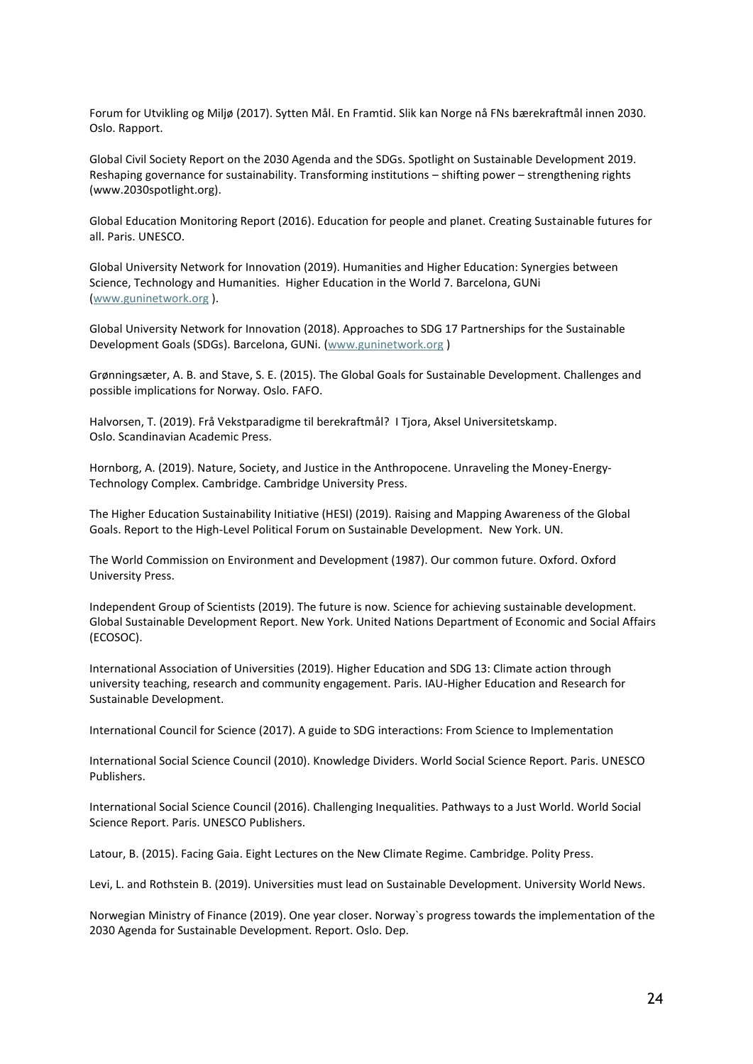Forum for Utvikling og Miljø (2017). Sytten Mål. En Framtid. Slik kan Norge nå FNs bærekraftmål innen 2030. Oslo. Rapport.

Global Civil Society Report on the 2030 Agenda and the SDGs. Spotlight on Sustainable Development 2019. Reshaping governance for sustainability. Transforming institutions – shifting power – strengthening rights (www.2030spotlight.org).

Global Education Monitoring Report (2016). Education for people and planet. Creating Sustainable futures for all. Paris. UNESCO.

Global University Network for Innovation (2019). Humanities and Higher Education: Synergies between Science, Technology and Humanities. Higher Education in the World 7. Barcelona, GUNi (www.guninetwork.org ).

Global University Network for Innovation (2018). Approaches to SDG 17 Partnerships for the Sustainable Development Goals (SDGs). Barcelona, GUNi. (www.guninetwork.org )

Grønningsæter, A. B. and Stave, S. E. (2015). The Global Goals for Sustainable Development. Challenges and possible implications for Norway. Oslo. FAFO.

Halvorsen, T. (2019). Frå Vekstparadigme til berekraftmål? I Tjora, Aksel Universitetskamp. Oslo. Scandinavian Academic Press.

Hornborg, A. (2019). Nature, Society, and Justice in the Anthropocene. Unraveling the Money-Energy-Technology Complex. Cambridge. Cambridge University Press.

The Higher Education Sustainability Initiative (HESI) (2019). Raising and Mapping Awareness of the Global Goals. Report to the High-Level Political Forum on Sustainable Development. New York. UN.

The World Commission on Environment and Development (1987). Our common future. Oxford. Oxford University Press.

Independent Group of Scientists (2019). The future is now. Science for achieving sustainable development. Global Sustainable Development Report. New York. United Nations Department of Economic and Social Affairs (ECOSOC).

International Association of Universities (2019). Higher Education and SDG 13: Climate action through university teaching, research and community engagement. Paris. IAU-Higher Education and Research for Sustainable Development.

International Council for Science (2017). A guide to SDG interactions: From Science to Implementation

International Social Science Council (2010). Knowledge Dividers. World Social Science Report. Paris. UNESCO Publishers.

International Social Science Council (2016). Challenging Inequalities. Pathways to a Just World. World Social Science Report. Paris. UNESCO Publishers.

Latour, B. (2015). Facing Gaia. Eight Lectures on the New Climate Regime. Cambridge. Polity Press.

Levi, L. and Rothstein B. (2019). Universities must lead on Sustainable Development. University World News.

Norwegian Ministry of Finance (2019). One year closer. Norway`s progress towards the implementation of the 2030 Agenda for Sustainable Development. Report. Oslo. Dep.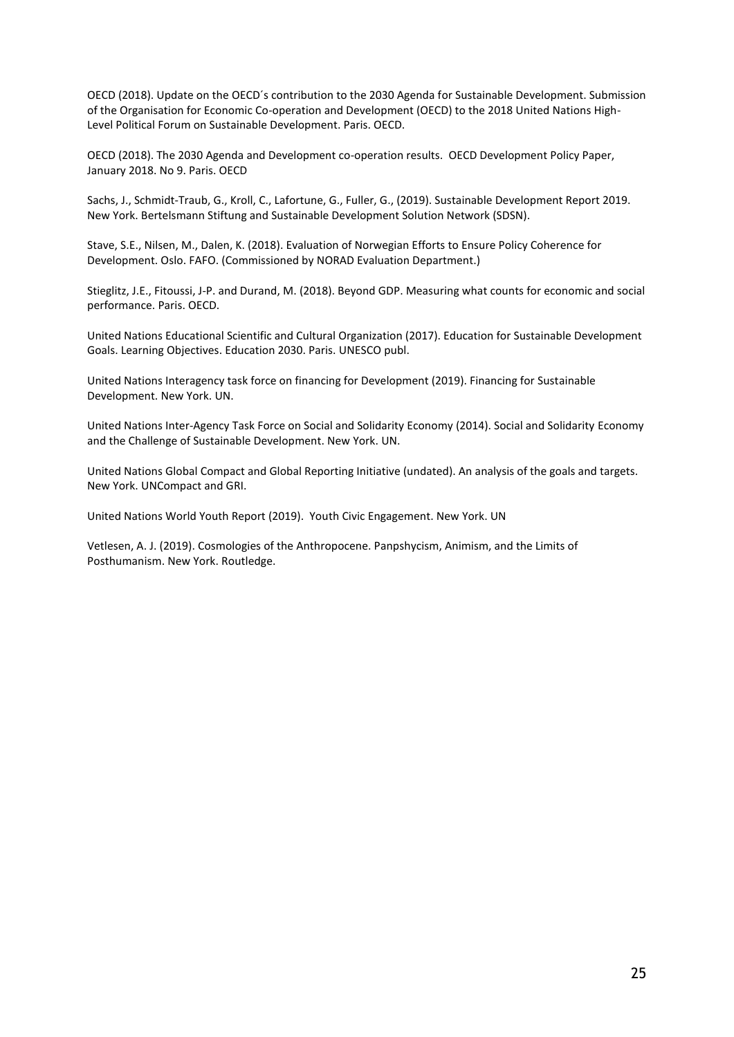OECD (2018). Update on the OECD´s contribution to the 2030 Agenda for Sustainable Development. Submission of the Organisation for Economic Co-operation and Development (OECD) to the 2018 United Nations High-Level Political Forum on Sustainable Development. Paris. OECD.

OECD (2018). The 2030 Agenda and Development co-operation results. OECD Development Policy Paper, January 2018. No 9. Paris. OECD

Sachs, J., Schmidt-Traub, G., Kroll, C., Lafortune, G., Fuller, G., (2019). Sustainable Development Report 2019. New York. Bertelsmann Stiftung and Sustainable Development Solution Network (SDSN).

Stave, S.E., Nilsen, M., Dalen, K. (2018). Evaluation of Norwegian Efforts to Ensure Policy Coherence for Development. Oslo. FAFO. (Commissioned by NORAD Evaluation Department.)

Stieglitz, J.E., Fitoussi, J-P. and Durand, M. (2018). Beyond GDP. Measuring what counts for economic and social performance. Paris. OECD.

United Nations Educational Scientific and Cultural Organization (2017). Education for Sustainable Development Goals. Learning Objectives. Education 2030. Paris. UNESCO publ.

United Nations Interagency task force on financing for Development (2019). Financing for Sustainable Development. New York. UN.

United Nations Inter-Agency Task Force on Social and Solidarity Economy (2014). Social and Solidarity Economy and the Challenge of Sustainable Development. New York. UN.

United Nations Global Compact and Global Reporting Initiative (undated). An analysis of the goals and targets. New York. UNCompact and GRI.

United Nations World Youth Report (2019). Youth Civic Engagement. New York. UN

Vetlesen, A. J. (2019). Cosmologies of the Anthropocene. Panpshycism, Animism, and the Limits of Posthumanism. New York. Routledge.